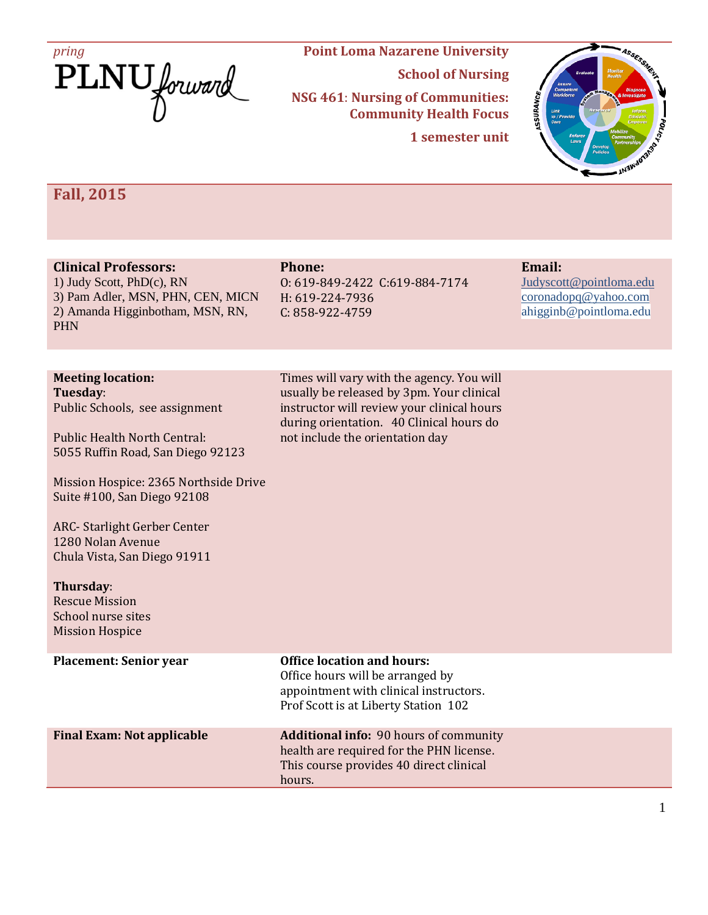pring

PLNU forward

**Point Loma Nazarene University**

**School of Nursing**

**NSG 461: Nursing of Communities: Community Health Focus**

**1 semester unit**

## Fall, 2015

| **Clinical Professors:** | **Phone:** | **Email:** |
|---|---|---|
| 1) Judy Scott, PhD(c), RN<br>3) Pam Adler, MSN, PHN, CEN, MICN<br>2) Amanda Higginbotham, MSN, RN, PHN | O: 619-849-2422 C:619-884-7174<br>H: 619-224-7936<br>C: 858-922-4759 | Judyscott@pointloma.edu<br>coronadopq@yahoo.com<br>ahigginb@pointloma.edu |

**Meeting location:**

**Tuesday**:

Public Schools, see assignment

Public Health North Central: 5055 Ruffin Road, San Diego 92123

Mission Hospice: 2365 Northside Drive Suite #100, San Diego 92108

ARC- Starlight Gerber Center
1280 Nolan Avenue
Chula Vista, San Diego 91911

**Thursday**:
Rescue Mission
School nurse sites
Mission Hospice

Times will vary with the agency. You will usually be released by 3pm. Your clinical instructor will review your clinical hours during orientation. 40 Clinical hours do not include the orientation day

**Placement: Senior year**

**Office location and hours:** Office hours will be arranged by appointment with clinical instructors. Prof Scott is at Liberty Station 102

**Final Exam: Not applicable**

**Additional info:** 90 hours of community health are required for the PHN license. This course provides 40 direct clinical hours.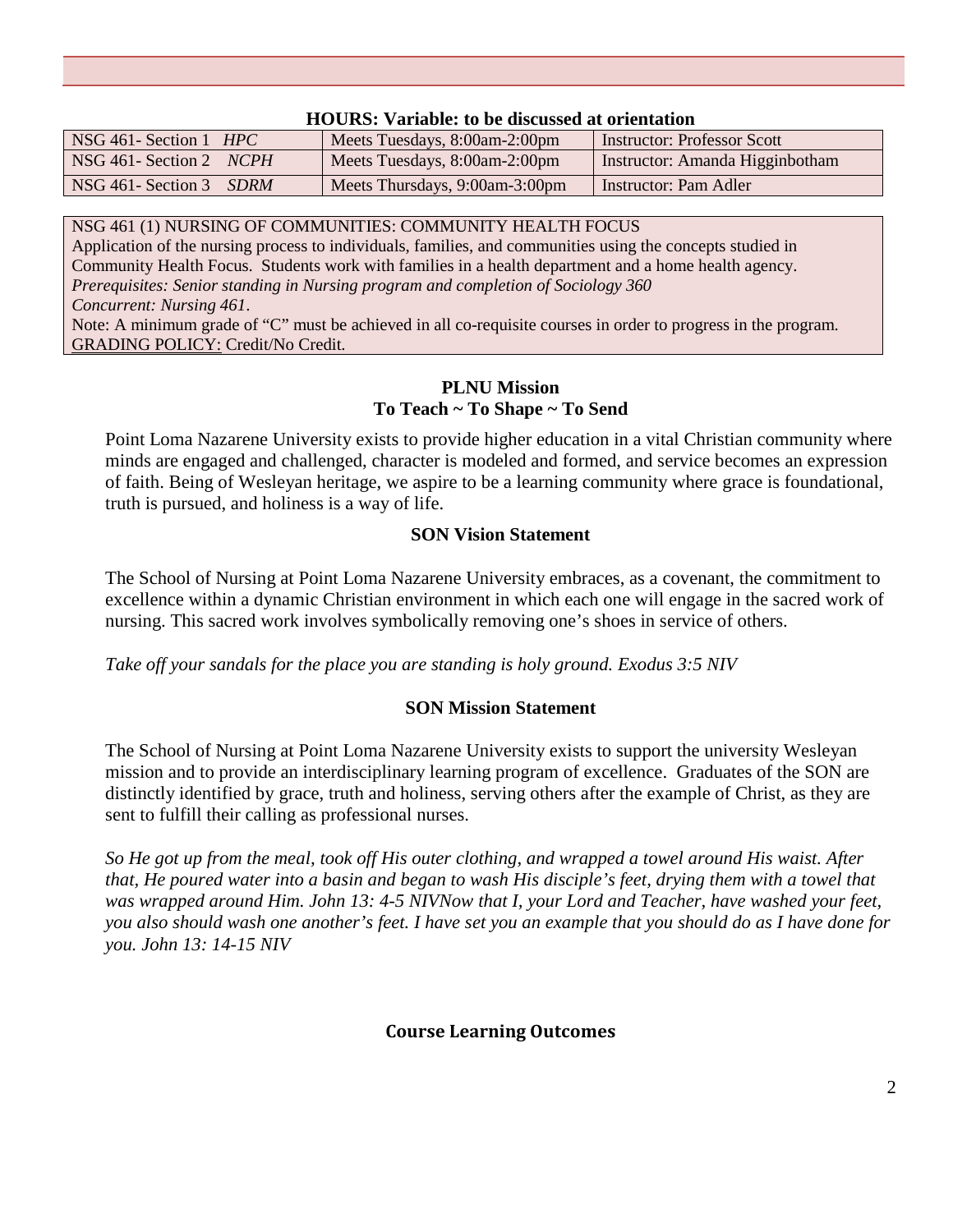**HOURS: Variable: to be discussed at orientation**

| NSG 461- Section 1 *HPC* | Meets Tuesdays, 8:00am-2:00pm | Instructor: Professor Scott |
|---|---|---|
| NSG 461- Section 2 *NCPH* | Meets Tuesdays, 8:00am-2:00pm | Instructor: Amanda Higginbotham |
| NSG 461- Section 3 *SDRM* | Meets Thursdays, 9:00am-3:00pm | Instructor: Pam Adler |

NSG 461 (1) NURSING OF COMMUNITIES: COMMUNITY HEALTH FOCUS
Application of the nursing process to individuals, families, and communities using the concepts studied in Community Health Focus. Students work with families in a health department and a home health agency.
*Prerequisites: Senior standing in Nursing program and completion of Sociology 360*
*Concurrent: Nursing 461*.
Note: A minimum grade of "C" must be achieved in all co-requisite courses in order to progress in the program.
GRADING POLICY: Credit/No Credit.

**PLNU Mission**
**To Teach ~ To Shape ~ To Send**

Point Loma Nazarene University exists to provide higher education in a vital Christian community where minds are engaged and challenged, character is modeled and formed, and service becomes an expression of faith. Being of Wesleyan heritage, we aspire to be a learning community where grace is foundational, truth is pursued, and holiness is a way of life.

**SON Vision Statement**

The School of Nursing at Point Loma Nazarene University embraces, as a covenant, the commitment to excellence within a dynamic Christian environment in which each one will engage in the sacred work of nursing. This sacred work involves symbolically removing one's shoes in service of others.

*Take off your sandals for the place you are standing is holy ground. Exodus 3:5 NIV*

**SON Mission Statement**

The School of Nursing at Point Loma Nazarene University exists to support the university Wesleyan mission and to provide an interdisciplinary learning program of excellence. Graduates of the SON are distinctly identified by grace, truth and holiness, serving others after the example of Christ, as they are sent to fulfill their calling as professional nurses.

*So He got up from the meal, took off His outer clothing, and wrapped a towel around His waist. After that, He poured water into a basin and began to wash His disciple's feet, drying them with a towel that was wrapped around Him. John 13: 4-5 NIVNow that I, your Lord and Teacher, have washed your feet, you also should wash one another's feet. I have set you an example that you should do as I have done for you. John 13: 14-15 NIV*

**Course Learning Outcomes**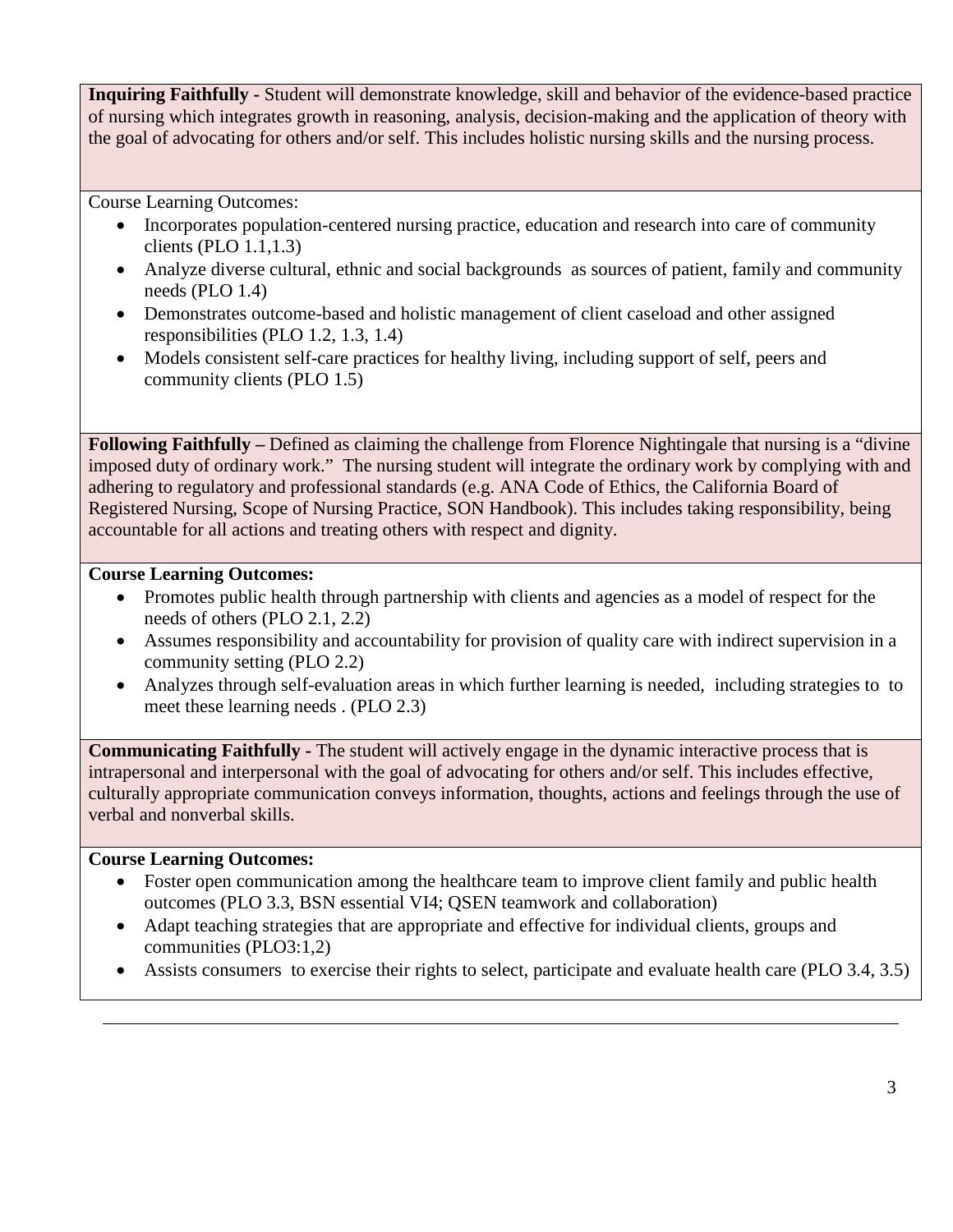**Inquiring Faithfully -** Student will demonstrate knowledge, skill and behavior of the evidence-based practice of nursing which integrates growth in reasoning, analysis, decision-making and the application of theory with the goal of advocating for others and/or self. This includes holistic nursing skills and the nursing process.

Course Learning Outcomes:

- Incorporates population-centered nursing practice, education and research into care of community clients (PLO 1.1,1.3)
- Analyze diverse cultural, ethnic and social backgrounds as sources of patient, family and community needs (PLO 1.4)
- Demonstrates outcome-based and holistic management of client caseload and other assigned responsibilities (PLO 1.2, 1.3, 1.4)
- Models consistent self-care practices for healthy living, including support of self, peers and community clients (PLO 1.5)

**Following Faithfully –** Defined as claiming the challenge from Florence Nightingale that nursing is a "divine imposed duty of ordinary work." The nursing student will integrate the ordinary work by complying with and adhering to regulatory and professional standards (e.g. ANA Code of Ethics, the California Board of Registered Nursing, Scope of Nursing Practice, SON Handbook). This includes taking responsibility, being accountable for all actions and treating others with respect and dignity.

**Course Learning Outcomes:**

- Promotes public health through partnership with clients and agencies as a model of respect for the needs of others (PLO 2.1, 2.2)
- Assumes responsibility and accountability for provision of quality care with indirect supervision in a community setting (PLO 2.2)
- Analyzes through self-evaluation areas in which further learning is needed, including strategies to to meet these learning needs . (PLO 2.3)

**Communicating Faithfully -** The student will actively engage in the dynamic interactive process that is intrapersonal and interpersonal with the goal of advocating for others and/or self. This includes effective, culturally appropriate communication conveys information, thoughts, actions and feelings through the use of verbal and nonverbal skills.

**Course Learning Outcomes:**

- Foster open communication among the healthcare team to improve client family and public health outcomes (PLO 3.3, BSN essential VI4; QSEN teamwork and collaboration)
- Adapt teaching strategies that are appropriate and effective for individual clients, groups and communities (PLO3:1,2)
- Assists consumers to exercise their rights to select, participate and evaluate health care (PLO 3.4, 3.5)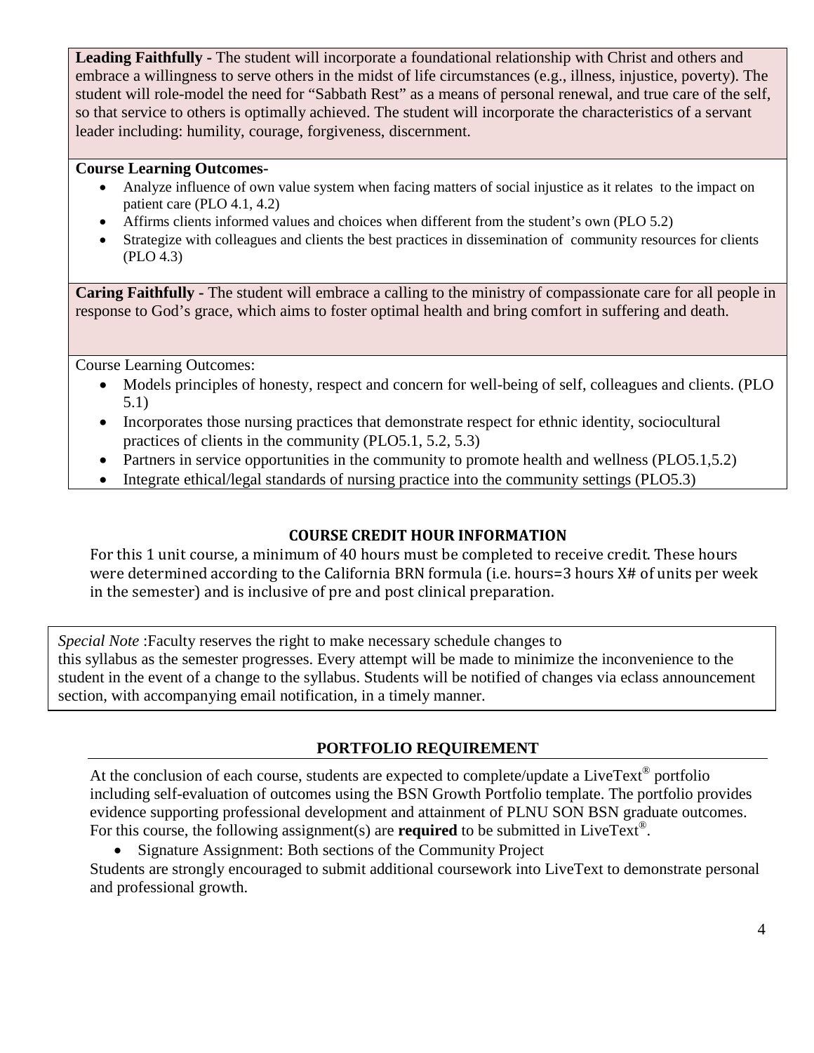**Leading Faithfully -** The student will incorporate a foundational relationship with Christ and others and embrace a willingness to serve others in the midst of life circumstances (e.g., illness, injustice, poverty). The student will role-model the need for "Sabbath Rest" as a means of personal renewal, and true care of the self, so that service to others is optimally achieved. The student will incorporate the characteristics of a servant leader including: humility, courage, forgiveness, discernment.

**Course Learning Outcomes-**

- Analyze influence of own value system when facing matters of social injustice as it relates to the impact on patient care (PLO 4.1, 4.2)
- Affirms clients informed values and choices when different from the student's own (PLO 5.2)
- Strategize with colleagues and clients the best practices in dissemination of community resources for clients (PLO 4.3)

**Caring Faithfully -** The student will embrace a calling to the ministry of compassionate care for all people in response to God's grace, which aims to foster optimal health and bring comfort in suffering and death.

Course Learning Outcomes:

- Models principles of honesty, respect and concern for well-being of self, colleagues and clients. (PLO 5.1)
- Incorporates those nursing practices that demonstrate respect for ethnic identity, sociocultural practices of clients in the community (PLO5.1, 5.2, 5.3)
- Partners in service opportunities in the community to promote health and wellness (PLO5.1,5.2)
- Integrate ethical/legal standards of nursing practice into the community settings (PLO5.3)

## COURSE CREDIT HOUR INFORMATION

For this 1 unit course, a minimum of 40 hours must be completed to receive credit. These hours were determined according to the California BRN formula (i.e. hours=3 hours X# of units per week in the semester) and is inclusive of pre and post clinical preparation.

*Special Note* :Faculty reserves the right to make necessary schedule changes to this syllabus as the semester progresses. Every attempt will be made to minimize the inconvenience to the student in the event of a change to the syllabus. Students will be notified of changes via eclass announcement section, with accompanying email notification, in a timely manner.

## PORTFOLIO REQUIREMENT

At the conclusion of each course, students are expected to complete/update a LiveText® portfolio including self-evaluation of outcomes using the BSN Growth Portfolio template. The portfolio provides evidence supporting professional development and attainment of PLNU SON BSN graduate outcomes. For this course, the following assignment(s) are **required** to be submitted in LiveText®.

- Signature Assignment: Both sections of the Community Project

Students are strongly encouraged to submit additional coursework into LiveText to demonstrate personal and professional growth.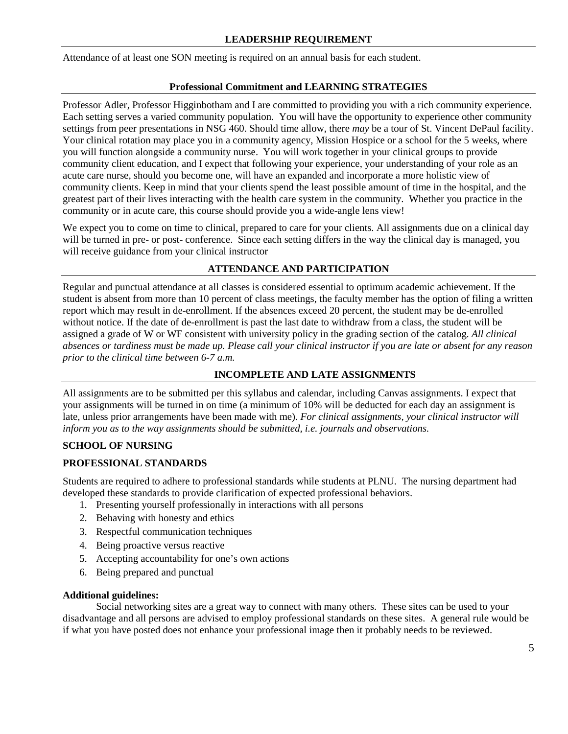## LEADERSHIP REQUIREMENT

Attendance of at least one SON meeting is required on an annual basis for each student.

## Professional Commitment and LEARNING STRATEGIES

Professor Adler, Professor Higginbotham and I are committed to providing you with a rich community experience. Each setting serves a varied community population. You will have the opportunity to experience other community settings from peer presentations in NSG 460. Should time allow, there *may* be a tour of St. Vincent DePaul facility. Your clinical rotation may place you in a community agency, Mission Hospice or a school for the 5 weeks, where you will function alongside a community nurse. You will work together in your clinical groups to provide community client education, and I expect that following your experience, your understanding of your role as an acute care nurse, should you become one, will have an expanded and incorporate a more holistic view of community clients. Keep in mind that your clients spend the least possible amount of time in the hospital, and the greatest part of their lives interacting with the health care system in the community. Whether you practice in the community or in acute care, this course should provide you a wide-angle lens view!

We expect you to come on time to clinical, prepared to care for your clients. All assignments due on a clinical day will be turned in pre- or post- conference. Since each setting differs in the way the clinical day is managed, you will receive guidance from your clinical instructor

## ATTENDANCE AND PARTICIPATION

Regular and punctual attendance at all classes is considered essential to optimum academic achievement. If the student is absent from more than 10 percent of class meetings, the faculty member has the option of filing a written report which may result in de-enrollment. If the absences exceed 20 percent, the student may be de-enrolled without notice. If the date of de-enrollment is past the last date to withdraw from a class, the student will be assigned a grade of W or WF consistent with university policy in the grading section of the catalog. *All clinical absences or tardiness must be made up. Please call your clinical instructor if you are late or absent for any reason prior to the clinical time between 6-7 a.m.*

## INCOMPLETE AND LATE ASSIGNMENTS

All assignments are to be submitted per this syllabus and calendar, including Canvas assignments. I expect that your assignments will be turned in on time (a minimum of 10% will be deducted for each day an assignment is late, unless prior arrangements have been made with me). *For clinical assignments, your clinical instructor will inform you as to the way assignments should be submitted, i.e. journals and observations.*

**SCHOOL OF NURSING**

## PROFESSIONAL STANDARDS

Students are required to adhere to professional standards while students at PLNU. The nursing department had developed these standards to provide clarification of expected professional behaviors.

1. Presenting yourself professionally in interactions with all persons
2. Behaving with honesty and ethics
3. Respectful communication techniques
4. Being proactive versus reactive
5. Accepting accountability for one's own actions
6. Being prepared and punctual

**Additional guidelines:**

Social networking sites are a great way to connect with many others. These sites can be used to your disadvantage and all persons are advised to employ professional standards on these sites. A general rule would be if what you have posted does not enhance your professional image then it probably needs to be reviewed.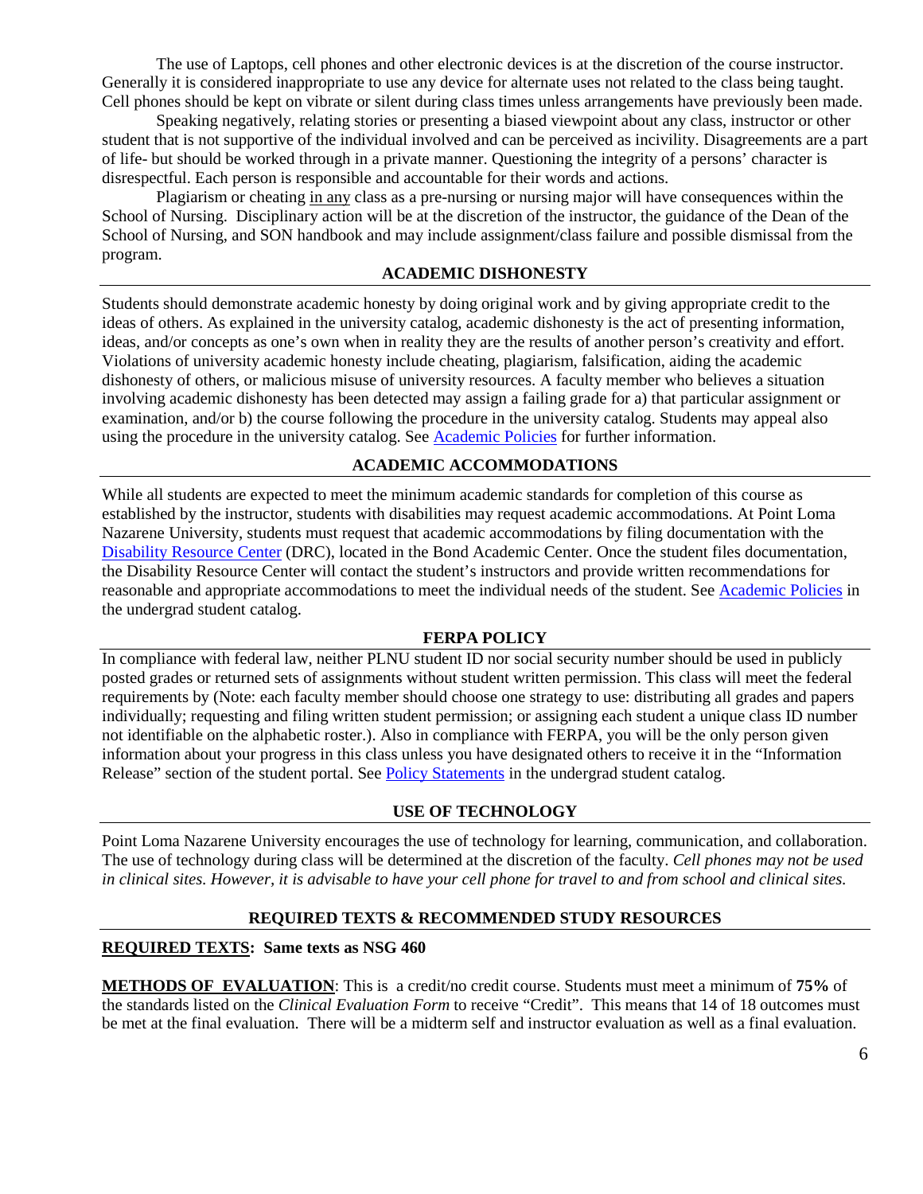The use of Laptops, cell phones and other electronic devices is at the discretion of the course instructor. Generally it is considered inappropriate to use any device for alternate uses not related to the class being taught. Cell phones should be kept on vibrate or silent during class times unless arrangements have previously been made.

Speaking negatively, relating stories or presenting a biased viewpoint about any class, instructor or other student that is not supportive of the individual involved and can be perceived as incivility. Disagreements are a part of life- but should be worked through in a private manner. Questioning the integrity of a persons' character is disrespectful. Each person is responsible and accountable for their words and actions.

Plagiarism or cheating in any class as a pre-nursing or nursing major will have consequences within the School of Nursing. Disciplinary action will be at the discretion of the instructor, the guidance of the Dean of the School of Nursing, and SON handbook and may include assignment/class failure and possible dismissal from the program.

## ACADEMIC DISHONESTY

Students should demonstrate academic honesty by doing original work and by giving appropriate credit to the ideas of others. As explained in the university catalog, academic dishonesty is the act of presenting information, ideas, and/or concepts as one's own when in reality they are the results of another person's creativity and effort. Violations of university academic honesty include cheating, plagiarism, falsification, aiding the academic dishonesty of others, or malicious misuse of university resources. A faculty member who believes a situation involving academic dishonesty has been detected may assign a failing grade for a) that particular assignment or examination, and/or b) the course following the procedure in the university catalog. Students may appeal also using the procedure in the university catalog. See Academic Policies for further information.

## ACADEMIC ACCOMMODATIONS

While all students are expected to meet the minimum academic standards for completion of this course as established by the instructor, students with disabilities may request academic accommodations. At Point Loma Nazarene University, students must request that academic accommodations by filing documentation with the Disability Resource Center (DRC), located in the Bond Academic Center. Once the student files documentation, the Disability Resource Center will contact the student's instructors and provide written recommendations for reasonable and appropriate accommodations to meet the individual needs of the student. See Academic Policies in the undergrad student catalog.

## FERPA POLICY

In compliance with federal law, neither PLNU student ID nor social security number should be used in publicly posted grades or returned sets of assignments without student written permission. This class will meet the federal requirements by (Note: each faculty member should choose one strategy to use: distributing all grades and papers individually; requesting and filing written student permission; or assigning each student a unique class ID number not identifiable on the alphabetic roster.). Also in compliance with FERPA, you will be the only person given information about your progress in this class unless you have designated others to receive it in the "Information Release" section of the student portal. See Policy Statements in the undergrad student catalog.

## USE OF TECHNOLOGY

Point Loma Nazarene University encourages the use of technology for learning, communication, and collaboration. The use of technology during class will be determined at the discretion of the faculty. *Cell phones may not be used in clinical sites. However, it is advisable to have your cell phone for travel to and from school and clinical sites.*

## REQUIRED TEXTS & RECOMMENDED STUDY RESOURCES

**REQUIRED TEXTS: Same texts as NSG 460**

**METHODS OF EVALUATION**: This is a credit/no credit course. Students must meet a minimum of **75%** of the standards listed on the *Clinical Evaluation Form* to receive "Credit". This means that 14 of 18 outcomes must be met at the final evaluation. There will be a midterm self and instructor evaluation as well as a final evaluation.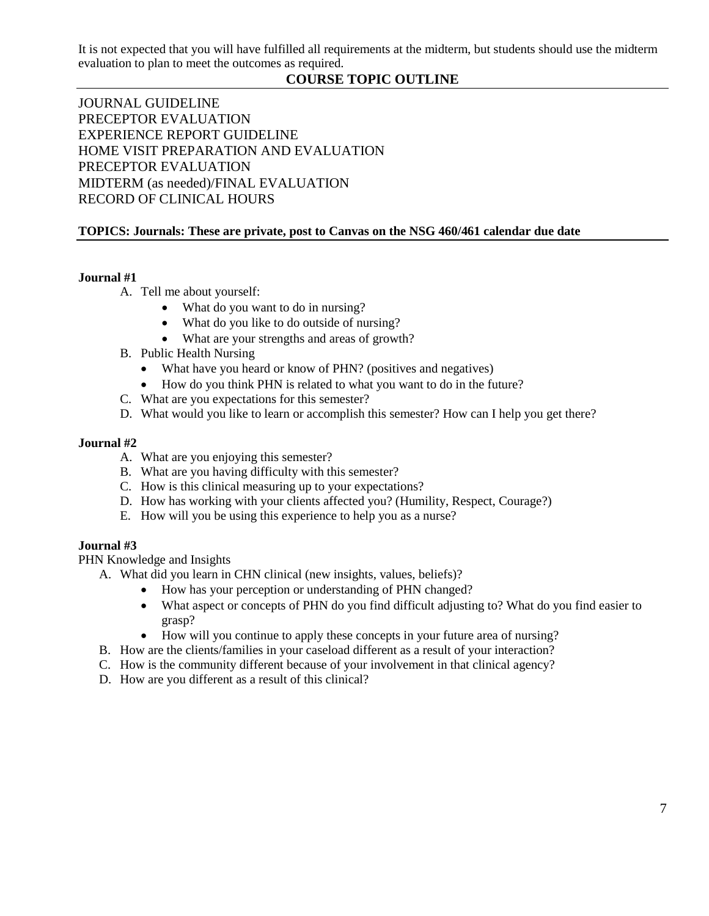It is not expected that you will have fulfilled all requirements at the midterm, but students should use the midterm evaluation to plan to meet the outcomes as required.

## COURSE TOPIC OUTLINE

JOURNAL GUIDELINE
PRECEPTOR EVALUATION
EXPERIENCE REPORT GUIDELINE
HOME VISIT PREPARATION AND EVALUATION
PRECEPTOR EVALUATION
MIDTERM (as needed)/FINAL EVALUATION
RECORD OF CLINICAL HOURS

**TOPICS: Journals: These are private, post to Canvas on the NSG 460/461 calendar due date**

**Journal #1**

A. Tell me about yourself:
   - What do you want to do in nursing?
   - What do you like to do outside of nursing?
   - What are your strengths and areas of growth?
B. Public Health Nursing
   - What have you heard or know of PHN? (positives and negatives)
   - How do you think PHN is related to what you want to do in the future?
C. What are you expectations for this semester?
D. What would you like to learn or accomplish this semester? How can I help you get there?

**Journal #2**

A. What are you enjoying this semester?
B. What are you having difficulty with this semester?
C. How is this clinical measuring up to your expectations?
D. How has working with your clients affected you? (Humility, Respect, Courage?)
E. How will you be using this experience to help you as a nurse?

**Journal #3**

PHN Knowledge and Insights

A. What did you learn in CHN clinical (new insights, values, beliefs)?
   - How has your perception or understanding of PHN changed?
   - What aspect or concepts of PHN do you find difficult adjusting to? What do you find easier to grasp?
   - How will you continue to apply these concepts in your future area of nursing?
B. How are the clients/families in your caseload different as a result of your interaction?
C. How is the community different because of your involvement in that clinical agency?
D. How are you different as a result of this clinical?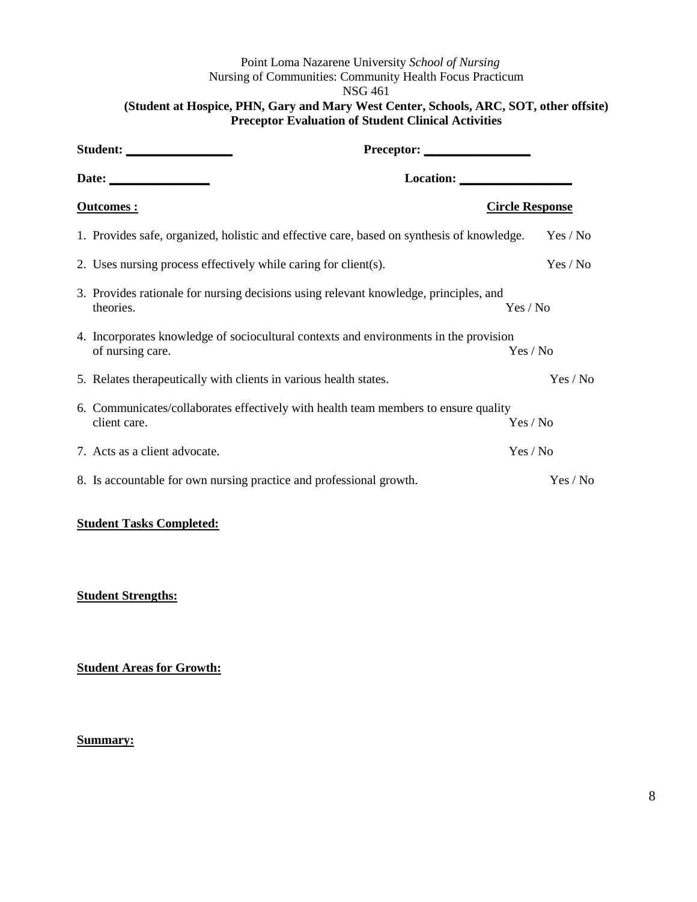Point Loma Nazarene University *School of Nursing*
Nursing of Communities: Community Health Focus Practicum
NSG 461

**(Student at Hospice, PHN, Gary and Mary West Center, Schools, ARC, SOT, other offsite)**
**Preceptor Evaluation of Student Clinical Activities**

**Student: ________________** **Preceptor: ________________**

**Date: _______________** **Location: _________________**

| **Outcomes :** | **Circle Response** |
|---|---|
| 1. Provides safe, organized, holistic and effective care, based on synthesis of knowledge. | Yes / No |
| 2. Uses nursing process effectively while caring for client(s). | Yes / No |
| 3. Provides rationale for nursing decisions using relevant knowledge, principles, and theories. | Yes / No |
| 4. Incorporates knowledge of sociocultural contexts and environments in the provision of nursing care. | Yes / No |
| 5. Relates therapeutically with clients in various health states. | Yes / No |
| 6. Communicates/collaborates effectively with health team members to ensure quality client care. | Yes / No |
| 7. Acts as a client advocate. | Yes / No |
| 8. Is accountable for own nursing practice and professional growth. | Yes / No |

**Student Tasks Completed:**

**Student Strengths:**

**Student Areas for Growth:**

**Summary:**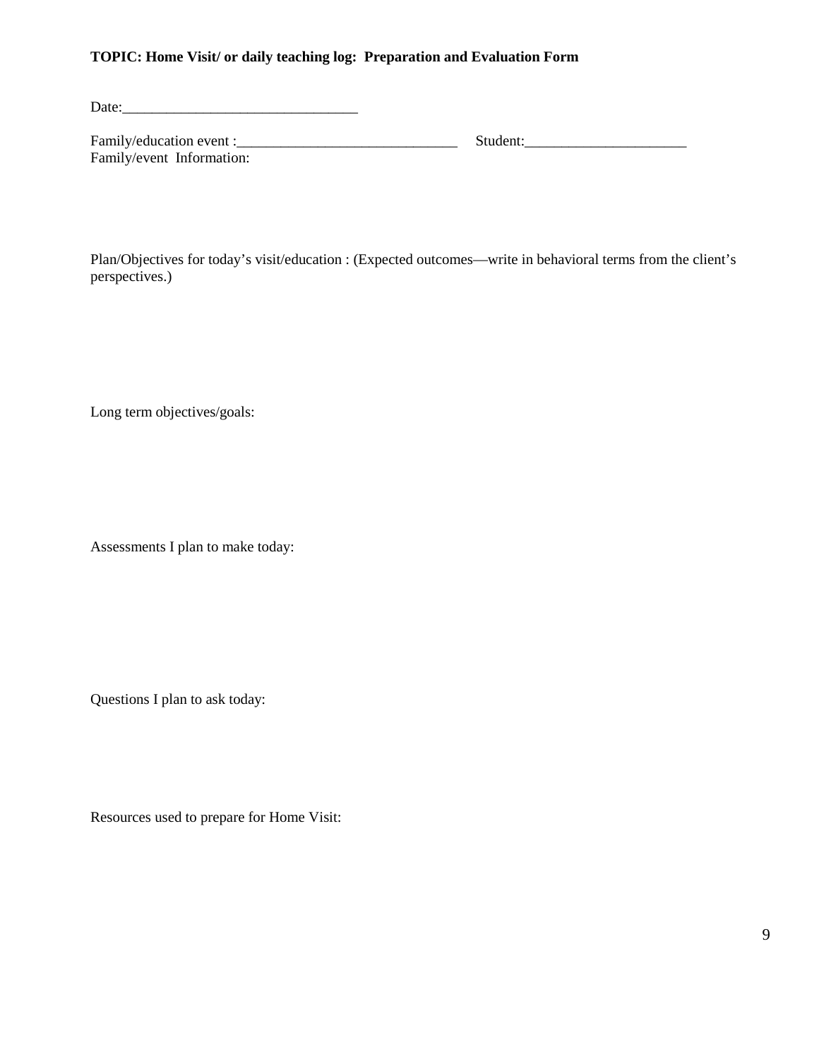**TOPIC: Home Visit/ or daily teaching log: Preparation and Evaluation Form**

Date:________________________________

Family/education event :______________________________ Student:______________________

Family/event Information:

Plan/Objectives for today's visit/education : (Expected outcomes—write in behavioral terms from the client's perspectives.)

Long term objectives/goals:

Assessments I plan to make today:

Questions I plan to ask today:

Resources used to prepare for Home Visit: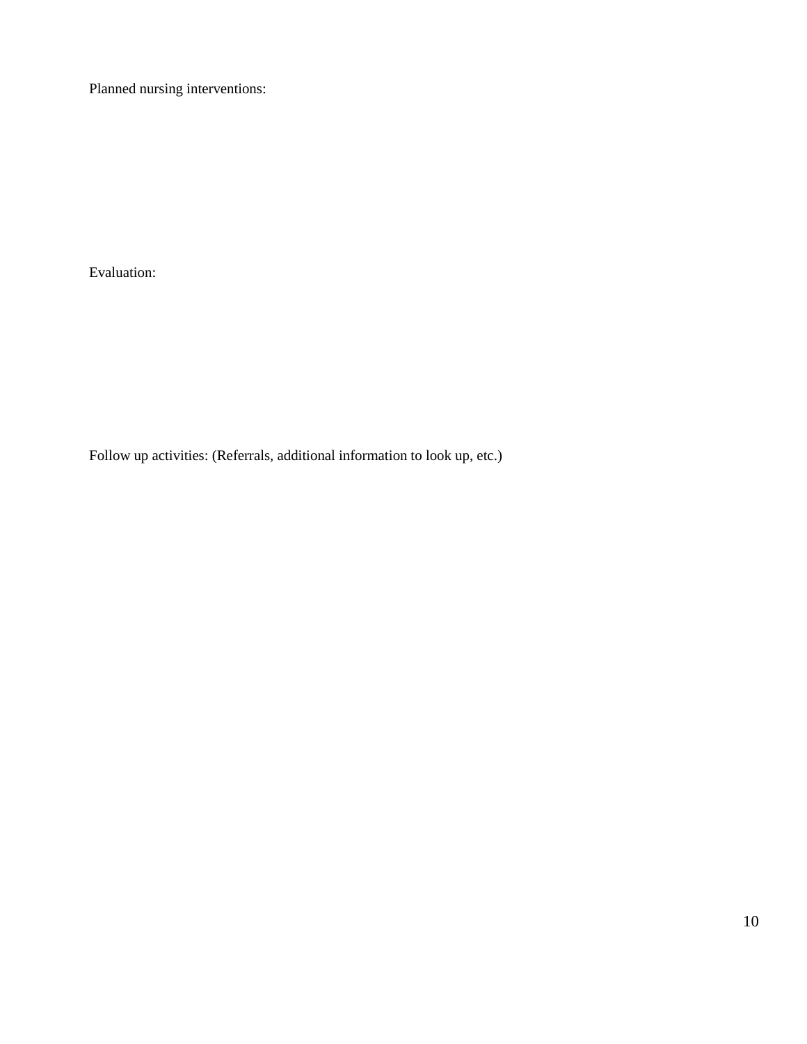Planned nursing interventions:

Evaluation:

Follow up activities: (Referrals, additional information to look up, etc.)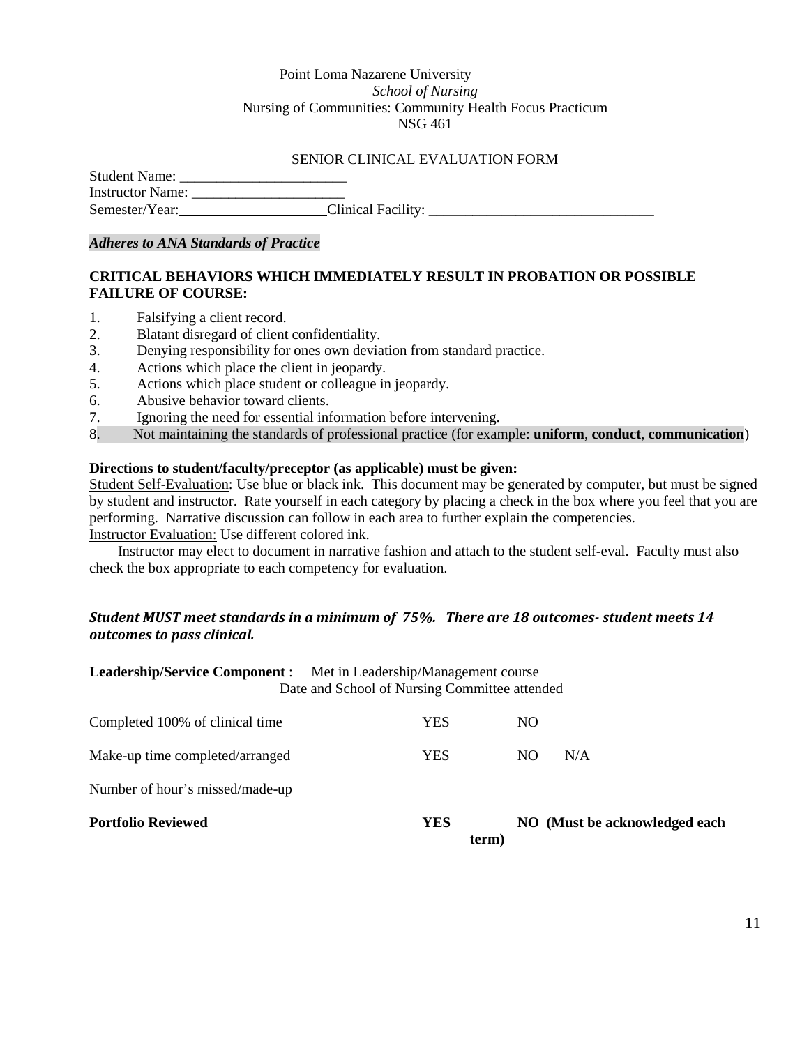Point Loma Nazarene University
*School of Nursing*
Nursing of Communities: Community Health Focus Practicum
NSG 461

SENIOR CLINICAL EVALUATION FORM

Student Name: ______________________
Instructor Name: ____________________
Semester/Year: ____________________ Clinical Facility: ______________________________

***Adheres to ANA Standards of Practice***

**CRITICAL BEHAVIORS WHICH IMMEDIATELY RESULT IN PROBATION OR POSSIBLE FAILURE OF COURSE:**

1. Falsifying a client record.
2. Blatant disregard of client confidentiality.
3. Denying responsibility for ones own deviation from standard practice.
4. Actions which place the client in jeopardy.
5. Actions which place student or colleague in jeopardy.
6. Abusive behavior toward clients.
7. Ignoring the need for essential information before intervening.
8. Not maintaining the standards of professional practice (for example: **uniform**, **conduct**, **communication**)

**Directions to student/faculty/preceptor (as applicable) must be given:**

Student Self-Evaluation: Use blue or black ink. This document may be generated by computer, but must be signed by student and instructor. Rate yourself in each category by placing a check in the box where you feel that you are performing. Narrative discussion can follow in each area to further explain the competencies.

Instructor Evaluation: Use different colored ink.

Instructor may elect to document in narrative fashion and attach to the student self-eval. Faculty must also check the box appropriate to each competency for evaluation.

***Student MUST meet standards in a minimum of 75%. There are 18 outcomes- student meets 14 outcomes to pass clinical.***

**Leadership/Service Component** : Met in Leadership/Management course
Date and School of Nursing Committee attended

| | | | |
|---|---|---|---|
| Completed 100% of clinical time | YES | NO | |
| Make-up time completed/arranged | YES | NO | N/A |
| Number of hour's missed/made-up | | | |
| **Portfolio Reviewed** | **YES** | **NO (Must be acknowledged each term)** | |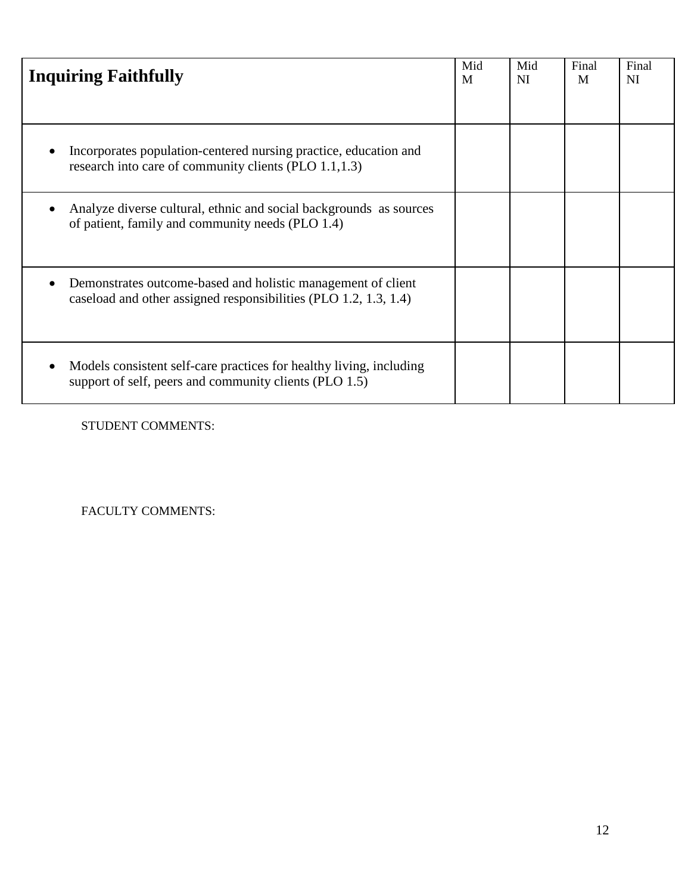| **Inquiring Faithfully** | Mid M | Mid NI | Final M | Final NI |
| --- | --- | --- | --- | --- |
| • Incorporates population-centered nursing practice, education and research into care of community clients (PLO 1.1,1.3) | | | | |
| • Analyze diverse cultural, ethnic and social backgrounds as sources of patient, family and community needs (PLO 1.4) | | | | |
| • Demonstrates outcome-based and holistic management of client caseload and other assigned responsibilities (PLO 1.2, 1.3, 1.4) | | | | |
| • Models consistent self-care practices for healthy living, including support of self, peers and community clients (PLO 1.5) | | | | |

STUDENT COMMENTS:

FACULTY COMMENTS: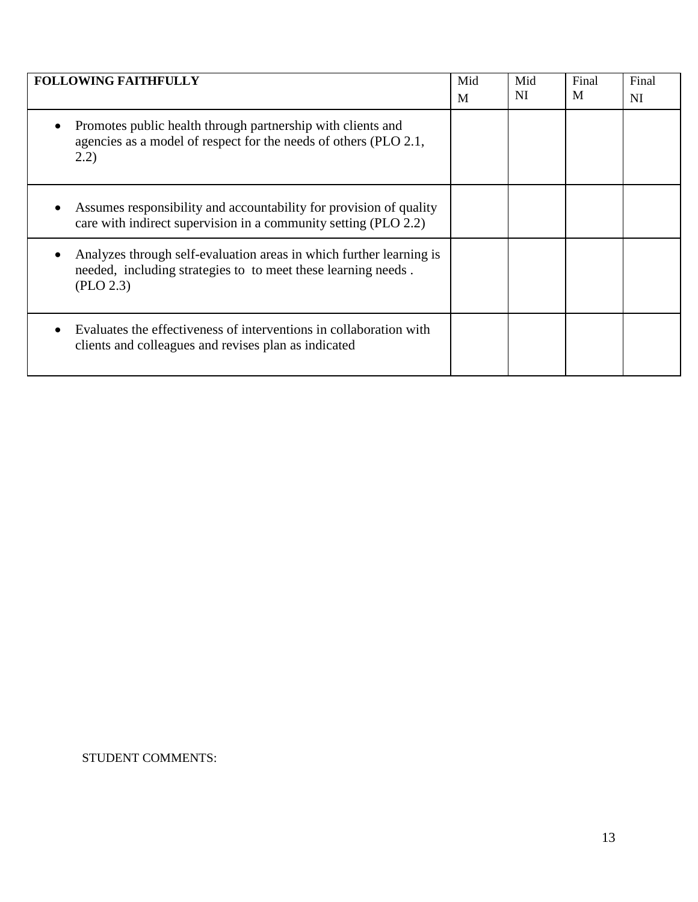| **FOLLOWING FAITHFULLY** | Mid M | Mid NI | Final M | Final NI |
|---|---|---|---|---|
| • Promotes public health through partnership with clients and agencies as a model of respect for the needs of others (PLO 2.1, 2.2) | | | | |
| • Assumes responsibility and accountability for provision of quality care with indirect supervision in a community setting (PLO 2.2) | | | | |
| • Analyzes through self-evaluation areas in which further learning is needed, including strategies to to meet these learning needs . (PLO 2.3) | | | | |
| • Evaluates the effectiveness of interventions in collaboration with clients and colleagues and revises plan as indicated | | | | |

STUDENT COMMENTS: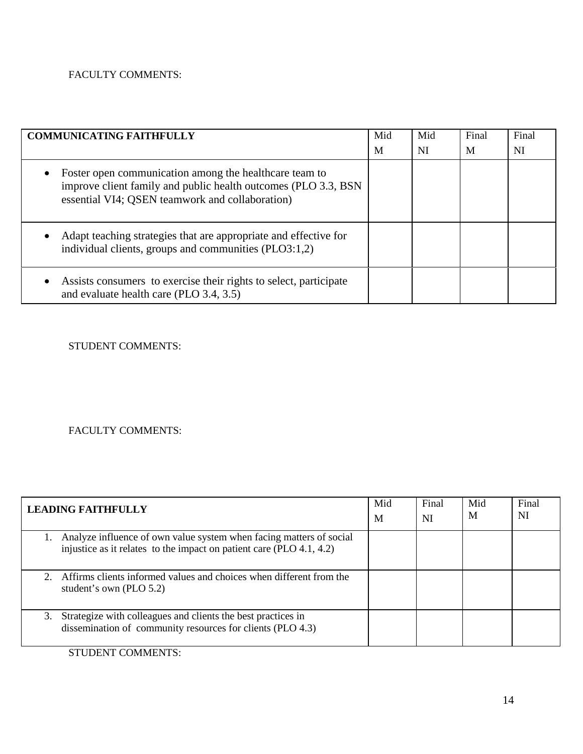FACULTY COMMENTS:

| COMMUNICATING FAITHFULLY | Mid M | Mid NI | Final M | Final NI |
|---|---|---|---|---|
| • Foster open communication among the healthcare team to improve client family and public health outcomes (PLO 3.3, BSN essential VI4; QSEN teamwork and collaboration) | | | | |
| • Adapt teaching strategies that are appropriate and effective for individual clients, groups and communities (PLO3:1,2) | | | | |
| • Assists consumers to exercise their rights to select, participate and evaluate health care (PLO 3.4, 3.5) | | | | |

STUDENT COMMENTS:

FACULTY COMMENTS:

| LEADING FAITHFULLY | Mid M | Final NI | Mid M | Final NI |
|---|---|---|---|---|
| 1. Analyze influence of own value system when facing matters of social injustice as it relates to the impact on patient care (PLO 4.1, 4.2) | | | | |
| 2. Affirms clients informed values and choices when different from the student's own (PLO 5.2) | | | | |
| 3. Strategize with colleagues and clients the best practices in dissemination of community resources for clients (PLO 4.3) | | | | |

STUDENT COMMENTS: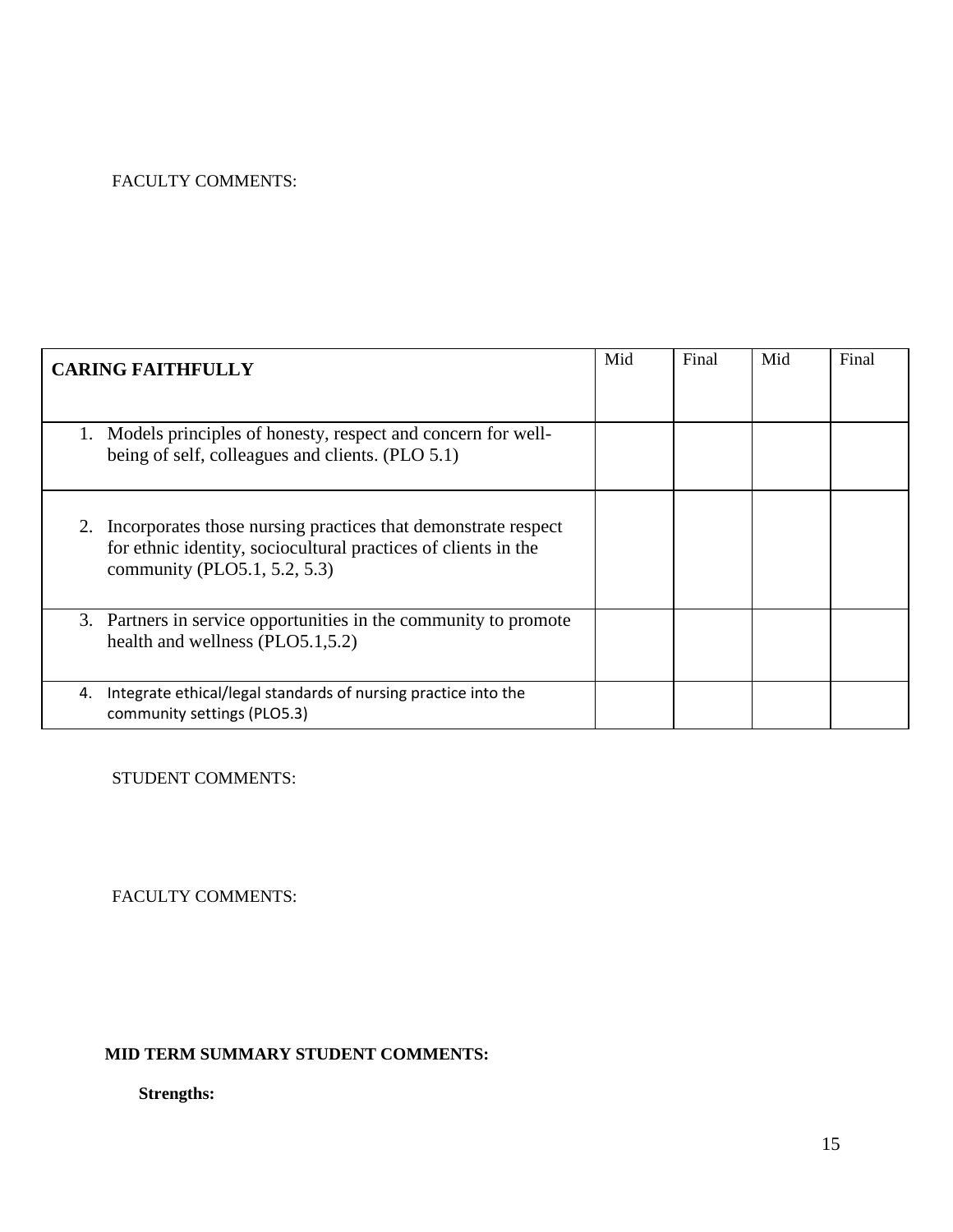FACULTY COMMENTS:

| **CARING FAITHFULLY** | Mid | Final | Mid | Final |
| --- | --- | --- | --- | --- |
| 1. Models principles of honesty, respect and concern for well-being of self, colleagues and clients. (PLO 5.1) | | | | |
| 2. Incorporates those nursing practices that demonstrate respect for ethnic identity, sociocultural practices of clients in the community (PLO5.1, 5.2, 5.3) | | | | |
| 3. Partners in service opportunities in the community to promote health and wellness (PLO5.1,5.2) | | | | |
| 4. Integrate ethical/legal standards of nursing practice into the community settings (PLO5.3) | | | | |

STUDENT COMMENTS:

FACULTY COMMENTS:

**MID TERM SUMMARY STUDENT COMMENTS:**

**Strengths:**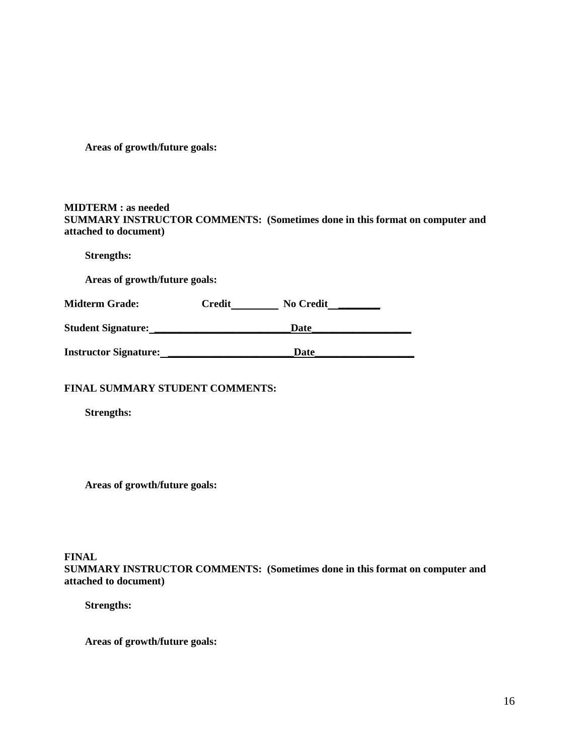**Areas of growth/future goals:**

**MIDTERM : as needed**
**SUMMARY INSTRUCTOR COMMENTS: (Sometimes done in this format on computer and attached to document)**

**Strengths:**

**Areas of growth/future goals:**

**Midterm Grade:** **Credit**_________ **No Credit**__________

**Student Signature:**___________________________**Date**___________________

**Instructor Signature:**_________________________**Date**___________________

**FINAL SUMMARY STUDENT COMMENTS:**

**Strengths:**

**Areas of growth/future goals:**

**FINAL**
**SUMMARY INSTRUCTOR COMMENTS: (Sometimes done in this format on computer and attached to document)**

**Strengths:**

**Areas of growth/future goals:**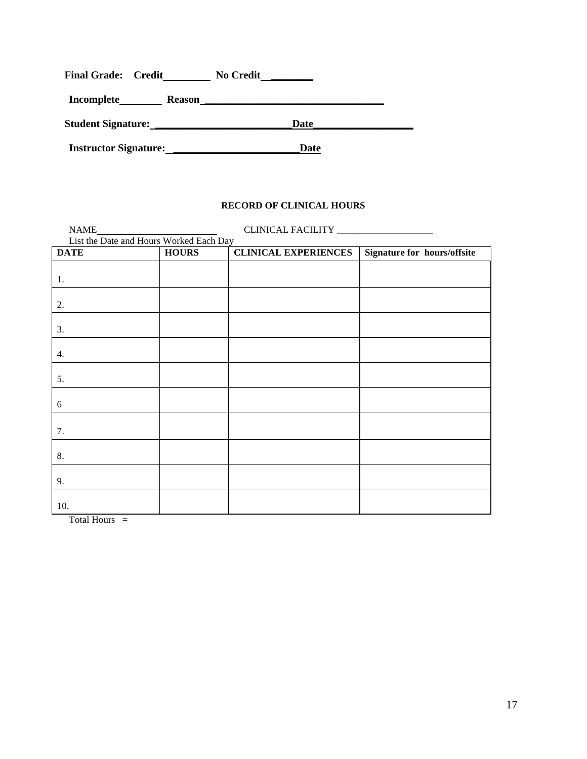**Final Grade: Credit_________ No Credit___________**

**Incomplete________ Reason__________________________________**

**Student Signature: _________________________Date__________________**

**Instructor Signature: ________________________Date**

**RECORD OF CLINICAL HOURS**

NAME_________________________ CLINICAL FACILITY ____________________

List the Date and Hours Worked Each Day

| DATE | HOURS | CLINICAL EXPERIENCES | Signature for hours/offsite |
|---|---|---|---|
| 1. | | | |
| 2. | | | |
| 3. | | | |
| 4. | | | |
| 5. | | | |
| 6 | | | |
| 7. | | | |
| 8. | | | |
| 9. | | | |
| 10. | | | |

Total Hours =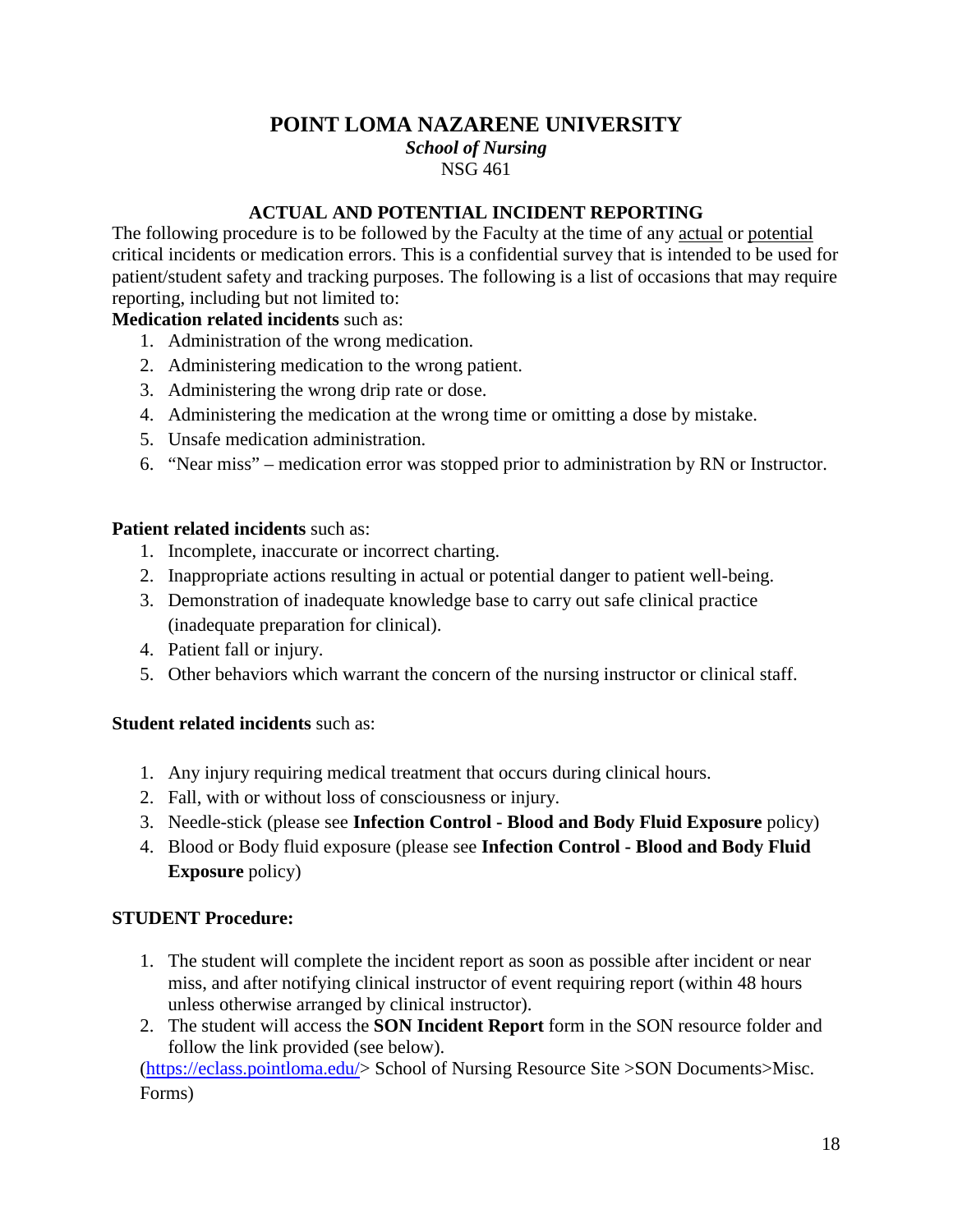# POINT LOMA NAZARENE UNIVERSITY

***School of Nursing***

NSG 461

## ACTUAL AND POTENTIAL INCIDENT REPORTING

The following procedure is to be followed by the Faculty at the time of any actual or potential critical incidents or medication errors. This is a confidential survey that is intended to be used for patient/student safety and tracking purposes. The following is a list of occasions that may require reporting, including but not limited to:

**Medication related incidents** such as:

1. Administration of the wrong medication.
2. Administering medication to the wrong patient.
3. Administering the wrong drip rate or dose.
4. Administering the medication at the wrong time or omitting a dose by mistake.
5. Unsafe medication administration.
6. "Near miss" – medication error was stopped prior to administration by RN or Instructor.

**Patient related incidents** such as:

1. Incomplete, inaccurate or incorrect charting.
2. Inappropriate actions resulting in actual or potential danger to patient well-being.
3. Demonstration of inadequate knowledge base to carry out safe clinical practice (inadequate preparation for clinical).
4. Patient fall or injury.
5. Other behaviors which warrant the concern of the nursing instructor or clinical staff.

**Student related incidents** such as:

1. Any injury requiring medical treatment that occurs during clinical hours.
2. Fall, with or without loss of consciousness or injury.
3. Needle-stick (please see **Infection Control - Blood and Body Fluid Exposure** policy)
4. Blood or Body fluid exposure (please see **Infection Control - Blood and Body Fluid Exposure** policy)

**STUDENT Procedure:**

1. The student will complete the incident report as soon as possible after incident or near miss, and after notifying clinical instructor of event requiring report (within 48 hours unless otherwise arranged by clinical instructor).
2. The student will access the **SON Incident Report** form in the SON resource folder and follow the link provided (see below).

(https://eclass.pointloma.edu/> School of Nursing Resource Site >SON Documents>Misc. Forms)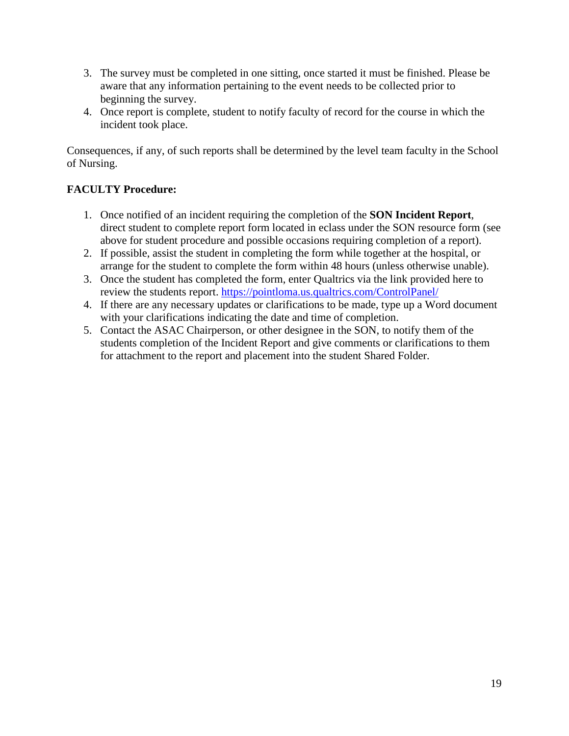3. The survey must be completed in one sitting, once started it must be finished. Please be aware that any information pertaining to the event needs to be collected prior to beginning the survey.
4. Once report is complete, student to notify faculty of record for the course in which the incident took place.

Consequences, if any, of such reports shall be determined by the level team faculty in the School of Nursing.

**FACULTY Procedure:**

1. Once notified of an incident requiring the completion of the **SON Incident Report**, direct student to complete report form located in eclass under the SON resource form (see above for student procedure and possible occasions requiring completion of a report).
2. If possible, assist the student in completing the form while together at the hospital, or arrange for the student to complete the form within 48 hours (unless otherwise unable).
3. Once the student has completed the form, enter Qualtrics via the link provided here to review the students report. [https://pointloma.us.qualtrics.com/ControlPanel/](https://pointloma.us.qualtrics.com/ControlPanel/)
4. If there are any necessary updates or clarifications to be made, type up a Word document with your clarifications indicating the date and time of completion.
5. Contact the ASAC Chairperson, or other designee in the SON, to notify them of the students completion of the Incident Report and give comments or clarifications to them for attachment to the report and placement into the student Shared Folder.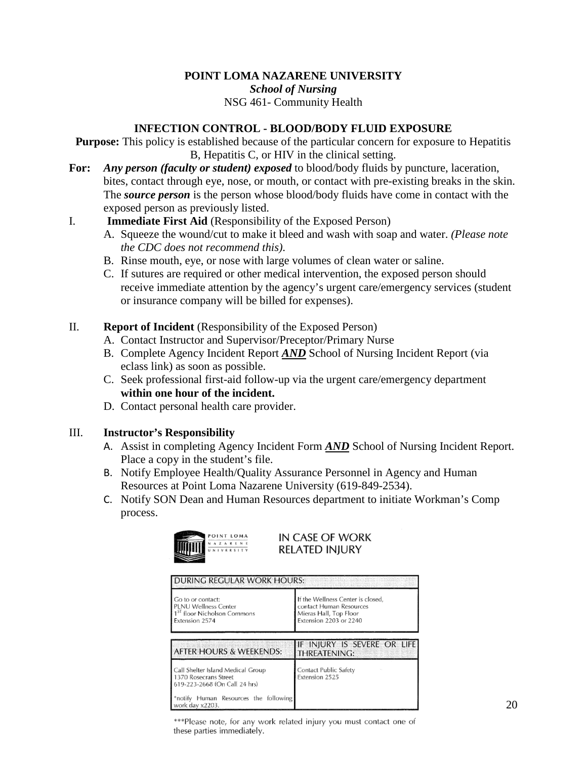**POINT LOMA NAZARENE UNIVERSITY**

***School of Nursing***

NSG 461- Community Health

## INFECTION CONTROL - BLOOD/BODY FLUID EXPOSURE

**Purpose:** This policy is established because of the particular concern for exposure to Hepatitis B, Hepatitis C, or HIV in the clinical setting.

**For:** ***Any person (faculty or student) exposed*** to blood/body fluids by puncture, laceration, bites, contact through eye, nose, or mouth, or contact with pre-existing breaks in the skin. The ***source person*** is the person whose blood/body fluids have come in contact with the exposed person as previously listed.

I. **Immediate First Aid** (Responsibility of the Exposed Person)

A. Squeeze the wound/cut to make it bleed and wash with soap and water. *(Please note the CDC does not recommend this).*

B. Rinse mouth, eye, or nose with large volumes of clean water or saline.

C. If sutures are required or other medical intervention, the exposed person should receive immediate attention by the agency's urgent care/emergency services (student or insurance company will be billed for expenses).

II. **Report of Incident** (Responsibility of the Exposed Person)

A. Contact Instructor and Supervisor/Preceptor/Primary Nurse

B. Complete Agency Incident Report ***AND*** School of Nursing Incident Report (via eclass link) as soon as possible.

C. Seek professional first-aid follow-up via the urgent care/emergency department **within one hour of the incident.**

D. Contact personal health care provider.

III. **Instructor's Responsibility**

A. Assist in completing Agency Incident Form ***AND*** School of Nursing Incident Report. Place a copy in the student's file.

B. Notify Employee Health/Quality Assurance Personnel in Agency and Human Resources at Point Loma Nazarene University (619-849-2534).

C. Notify SON Dean and Human Resources department to initiate Workman's Comp process.

POINT LOMA NAZARENE UNIVERSITY

**IN CASE OF WORK RELATED INJURY**

| DURING REGULAR WORK HOURS: | |
|---|---|
| Go to or contact: PLNU Wellness Center 1ST floor Nicholson Commons Extension 2574 | If the Wellness Center is closed, contact Human Resources Mieras Hall, Top Floor Extension 2203 or 2240 |

| AFTER HOURS & WEEKENDS: | IF INJURY IS SEVERE OR LIFE THREATENING: |
|---|---|
| Call Shelter Island Medical Group 1370 Rosecrans Street 619-223-2668 (On Call 24 hrs) *notify Human Resources the following work day x2203. | Contact Public Safety Extension 2525 |

***Please note, for any work related injury you must contact one of these parties immediately.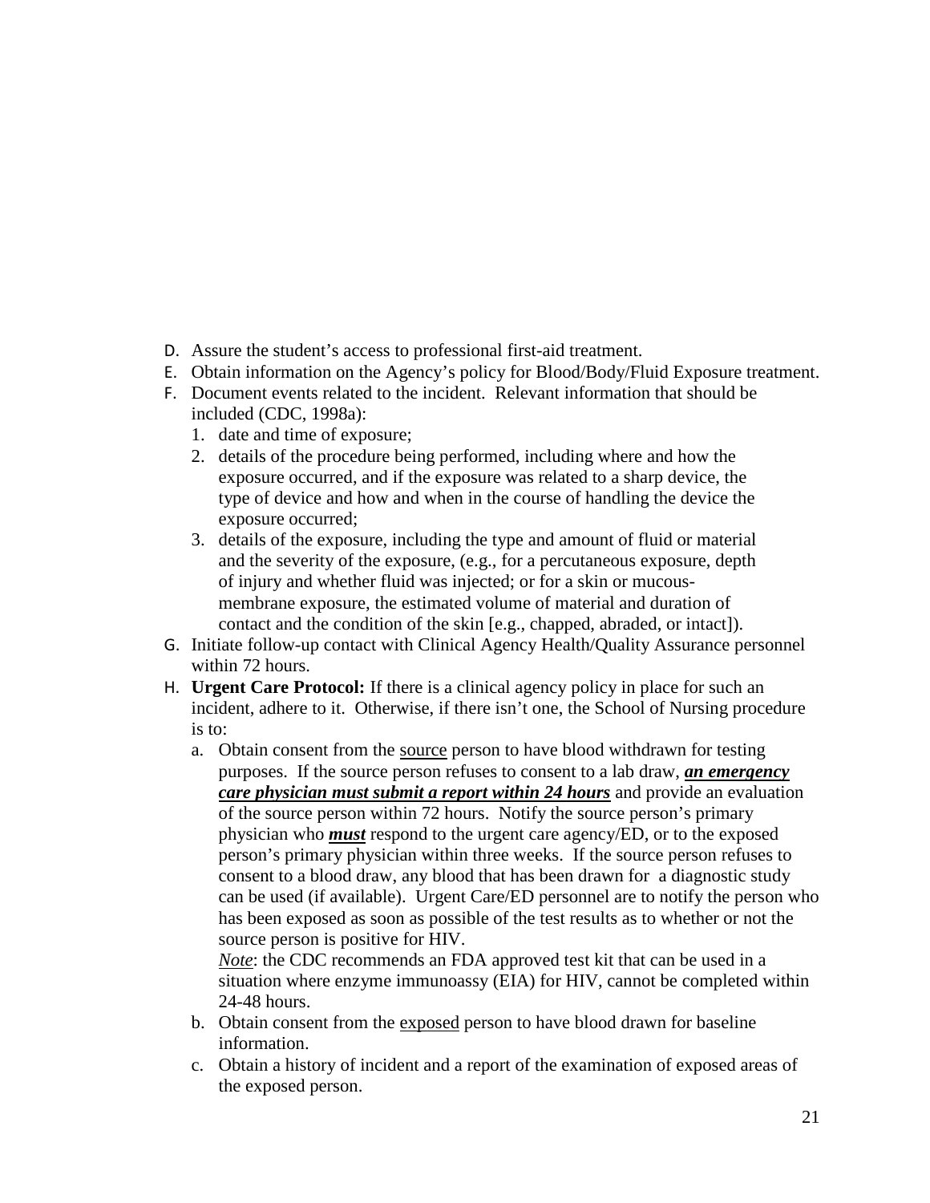D. Assure the student's access to professional first-aid treatment.
E. Obtain information on the Agency's policy for Blood/Body/Fluid Exposure treatment.
F. Document events related to the incident. Relevant information that should be included (CDC, 1998a):
   1. date and time of exposure;
   2. details of the procedure being performed, including where and how the exposure occurred, and if the exposure was related to a sharp device, the type of device and how and when in the course of handling the device the exposure occurred;
   3. details of the exposure, including the type and amount of fluid or material and the severity of the exposure, (e.g., for a percutaneous exposure, depth of injury and whether fluid was injected; or for a skin or mucous-membrane exposure, the estimated volume of material and duration of contact and the condition of the skin [e.g., chapped, abraded, or intact]).
G. Initiate follow-up contact with Clinical Agency Health/Quality Assurance personnel within 72 hours.
H. **Urgent Care Protocol:** If there is a clinical agency policy in place for such an incident, adhere to it. Otherwise, if there isn't one, the School of Nursing procedure is to:
   a. Obtain consent from the <u>source</u> person to have blood withdrawn for testing purposes. If the source person refuses to consent to a lab draw, <u>***an emergency care physician must submit a report within 24 hours***</u> and provide an evaluation of the source person within 72 hours. Notify the source person's primary physician who <u>***must***</u> respond to the urgent care agency/ED, or to the exposed person's primary physician within three weeks. If the source person refuses to consent to a blood draw, any blood that has been drawn for a diagnostic study can be used (if available). Urgent Care/ED personnel are to notify the person who has been exposed as soon as possible of the test results as to whether or not the source person is positive for HIV.
      <u>*Note*</u>: the CDC recommends an FDA approved test kit that can be used in a situation where enzyme immunoassy (EIA) for HIV, cannot be completed within 24-48 hours.
   b. Obtain consent from the <u>exposed</u> person to have blood drawn for baseline information.
   c. Obtain a history of incident and a report of the examination of exposed areas of the exposed person.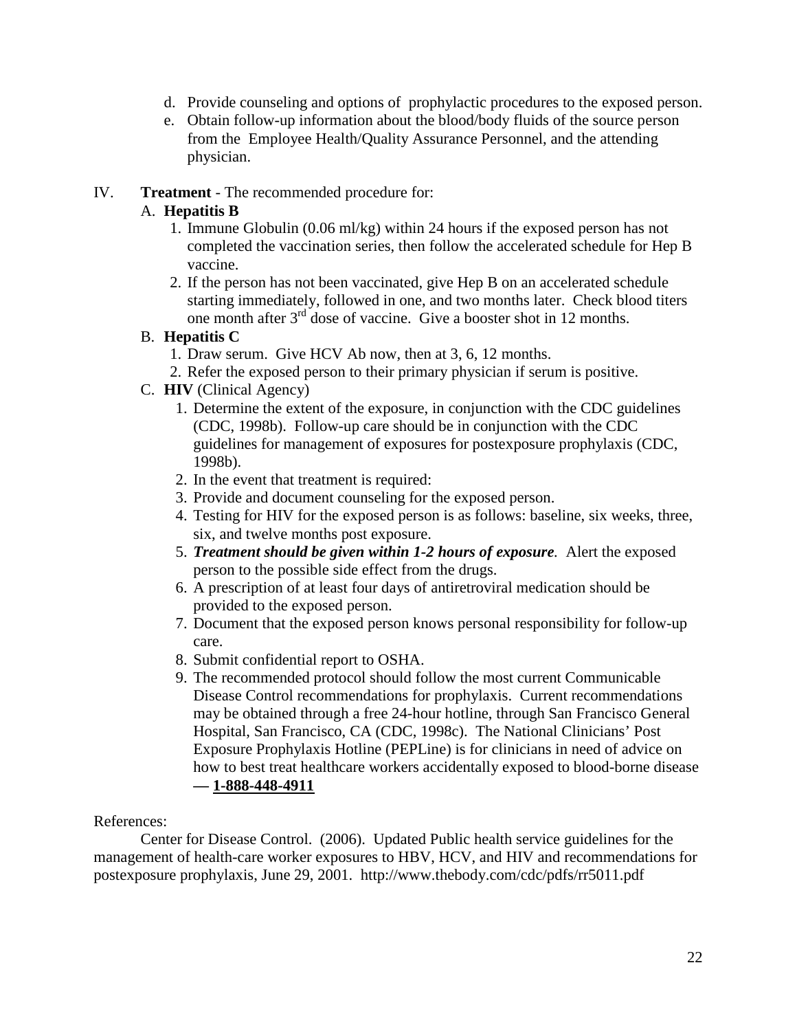d. Provide counseling and options of prophylactic procedures to the exposed person.
e. Obtain follow-up information about the blood/body fluids of the source person from the Employee Health/Quality Assurance Personnel, and the attending physician.

IV. **Treatment** - The recommended procedure for:

A. **Hepatitis B**

1. Immune Globulin (0.06 ml/kg) within 24 hours if the exposed person has not completed the vaccination series, then follow the accelerated schedule for Hep B vaccine.
2. If the person has not been vaccinated, give Hep B on an accelerated schedule starting immediately, followed in one, and two months later. Check blood titers one month after 3rd dose of vaccine. Give a booster shot in 12 months.

B. **Hepatitis C**

1. Draw serum. Give HCV Ab now, then at 3, 6, 12 months.
2. Refer the exposed person to their primary physician if serum is positive.

C. **HIV** (Clinical Agency)

1. Determine the extent of the exposure, in conjunction with the CDC guidelines (CDC, 1998b). Follow-up care should be in conjunction with the CDC guidelines for management of exposures for postexposure prophylaxis (CDC, 1998b).
2. In the event that treatment is required:
3. Provide and document counseling for the exposed person.
4. Testing for HIV for the exposed person is as follows: baseline, six weeks, three, six, and twelve months post exposure.
5. ***Treatment should be given within 1-2 hours of exposure***. Alert the exposed person to the possible side effect from the drugs.
6. A prescription of at least four days of antiretroviral medication should be provided to the exposed person.
7. Document that the exposed person knows personal responsibility for follow-up care.
8. Submit confidential report to OSHA.
9. The recommended protocol should follow the most current Communicable Disease Control recommendations for prophylaxis. Current recommendations may be obtained through a free 24-hour hotline, through San Francisco General Hospital, San Francisco, CA (CDC, 1998c). The National Clinicians' Post Exposure Prophylaxis Hotline (PEPLine) is for clinicians in need of advice on how to best treat healthcare workers accidentally exposed to blood-borne disease **— 1-888-448-4911**

References:

Center for Disease Control. (2006). Updated Public health service guidelines for the management of health-care worker exposures to HBV, HCV, and HIV and recommendations for postexposure prophylaxis, June 29, 2001. http://www.thebody.com/cdc/pdfs/rr5011.pdf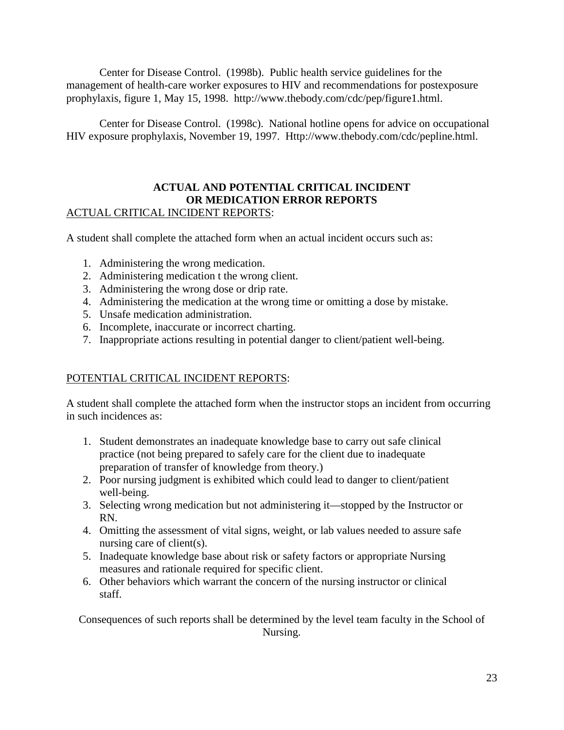Center for Disease Control. (1998b). Public health service guidelines for the management of health-care worker exposures to HIV and recommendations for postexposure prophylaxis, figure 1, May 15, 1998. http://www.thebody.com/cdc/pep/figure1.html.

Center for Disease Control. (1998c). National hotline opens for advice on occupational HIV exposure prophylaxis, November 19, 1997. Http://www.thebody.com/cdc/pepline.html.

## ACTUAL AND POTENTIAL CRITICAL INCIDENT OR MEDICATION ERROR REPORTS

ACTUAL CRITICAL INCIDENT REPORTS:

A student shall complete the attached form when an actual incident occurs such as:

1. Administering the wrong medication.
2. Administering medication t the wrong client.
3. Administering the wrong dose or drip rate.
4. Administering the medication at the wrong time or omitting a dose by mistake.
5. Unsafe medication administration.
6. Incomplete, inaccurate or incorrect charting.
7. Inappropriate actions resulting in potential danger to client/patient well-being.

POTENTIAL CRITICAL INCIDENT REPORTS:

A student shall complete the attached form when the instructor stops an incident from occurring in such incidences as:

1. Student demonstrates an inadequate knowledge base to carry out safe clinical practice (not being prepared to safely care for the client due to inadequate preparation of transfer of knowledge from theory.)
2. Poor nursing judgment is exhibited which could lead to danger to client/patient well-being.
3. Selecting wrong medication but not administering it—stopped by the Instructor or RN.
4. Omitting the assessment of vital signs, weight, or lab values needed to assure safe nursing care of client(s).
5. Inadequate knowledge base about risk or safety factors or appropriate Nursing measures and rationale required for specific client.
6. Other behaviors which warrant the concern of the nursing instructor or clinical staff.

Consequences of such reports shall be determined by the level team faculty in the School of Nursing.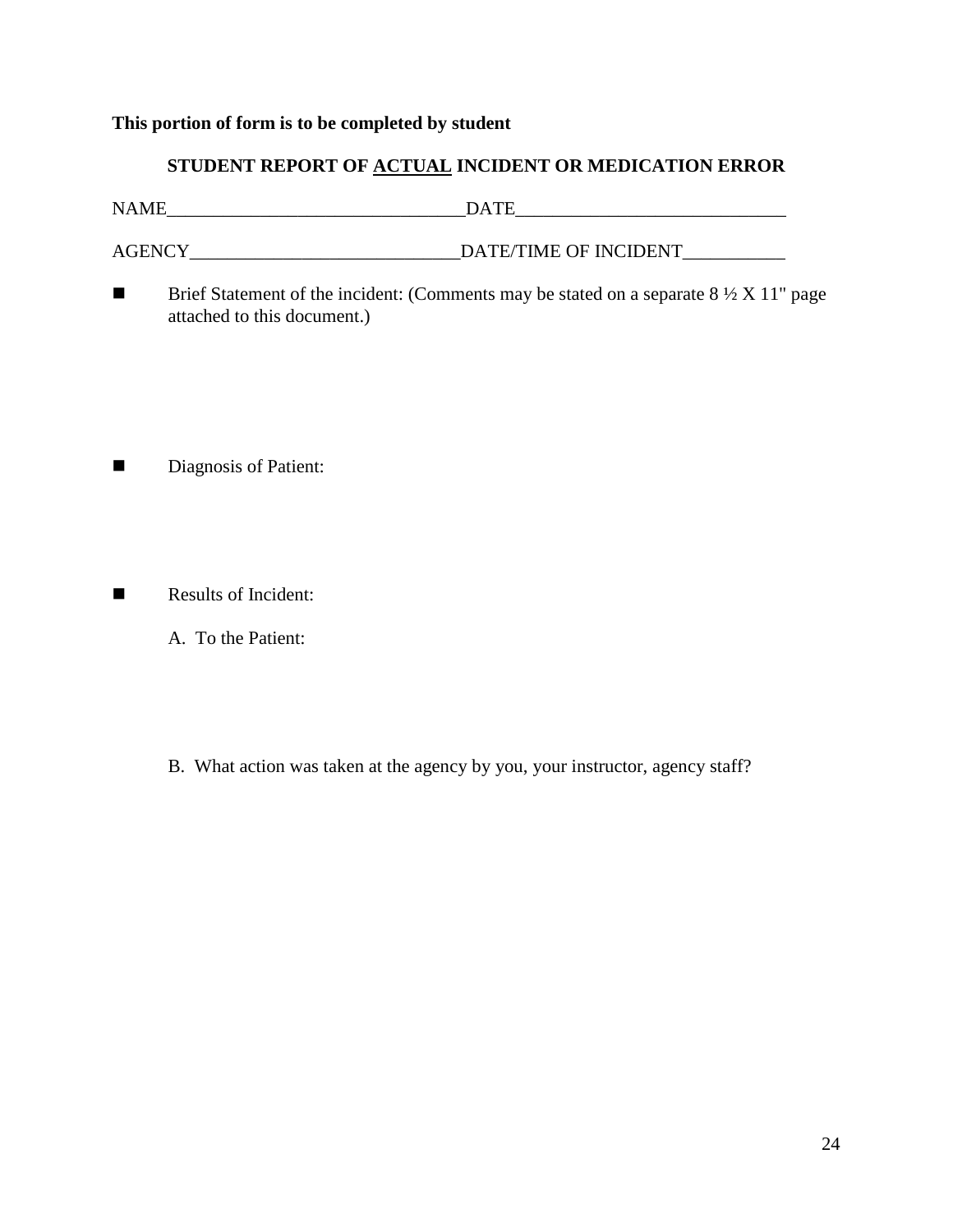**This portion of form is to be completed by student**

**STUDENT REPORT OF <u>ACTUAL</u> INCIDENT OR MEDICATION ERROR**

NAME________________________________DATE_____________________________

AGENCY_____________________________DATE/TIME OF INCIDENT___________

- Brief Statement of the incident: (Comments may be stated on a separate 8 ½ X 11" page attached to this document.)

- Diagnosis of Patient:

- Results of Incident:

  A. To the Patient:

  B. What action was taken at the agency by you, your instructor, agency staff?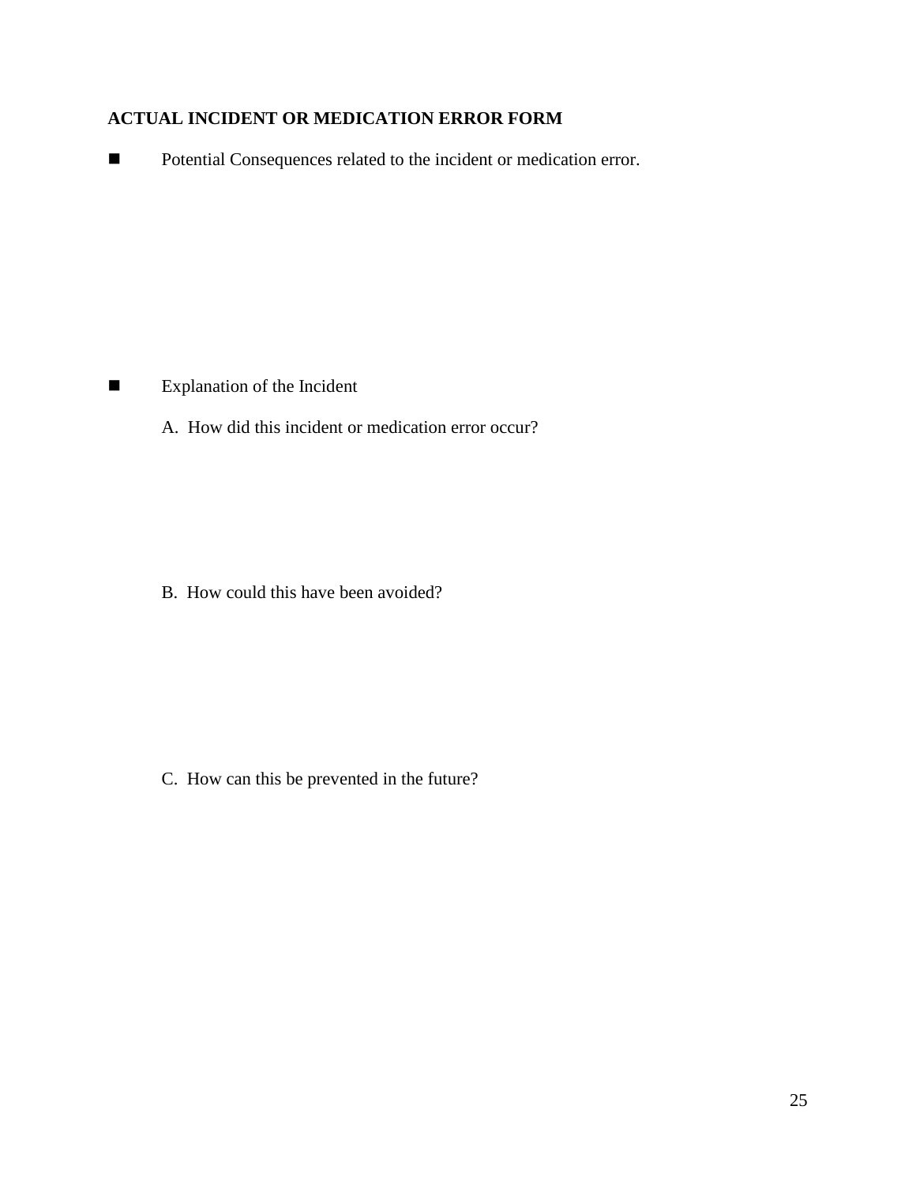**ACTUAL INCIDENT OR MEDICATION ERROR FORM**

- Potential Consequences related to the incident or medication error.

- Explanation of the Incident

  A. How did this incident or medication error occur?

  B. How could this have been avoided?

  C. How can this be prevented in the future?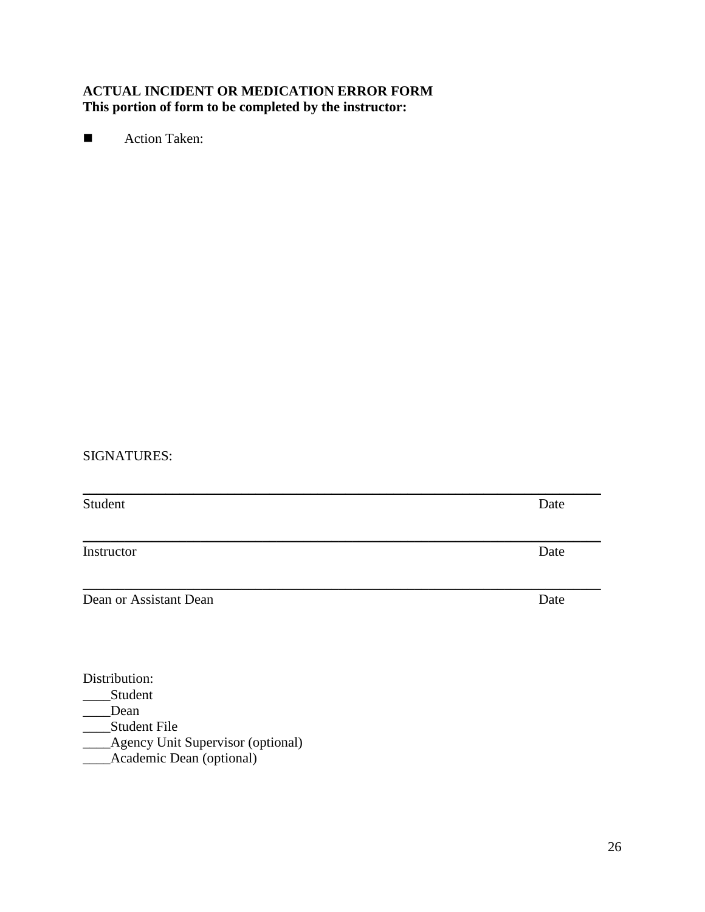**ACTUAL INCIDENT OR MEDICATION ERROR FORM**
**This portion of form to be completed by the instructor:**

- Action Taken:

SIGNATURES:

\_\_\_\_\_\_\_\_\_\_\_\_\_\_\_\_\_\_\_\_\_\_\_\_\_\_\_\_\_\_\_\_\_\_\_\_\_\_\_\_\_\_\_\_\_\_\_\_\_\_\_\_\_\_\_\_\_\_\_\_\_\_\_\_\_\_
Student Date

\_\_\_\_\_\_\_\_\_\_\_\_\_\_\_\_\_\_\_\_\_\_\_\_\_\_\_\_\_\_\_\_\_\_\_\_\_\_\_\_\_\_\_\_\_\_\_\_\_\_\_\_\_\_\_\_\_\_\_\_\_\_\_\_\_\_
Instructor Date

\_\_\_\_\_\_\_\_\_\_\_\_\_\_\_\_\_\_\_\_\_\_\_\_\_\_\_\_\_\_\_\_\_\_\_\_\_\_\_\_\_\_\_\_\_\_\_\_\_\_\_\_\_\_\_\_\_\_\_\_\_\_\_\_\_\_
Dean or Assistant Dean Date

Distribution:
____Student
____Dean
____Student File
____Agency Unit Supervisor (optional)
____Academic Dean (optional)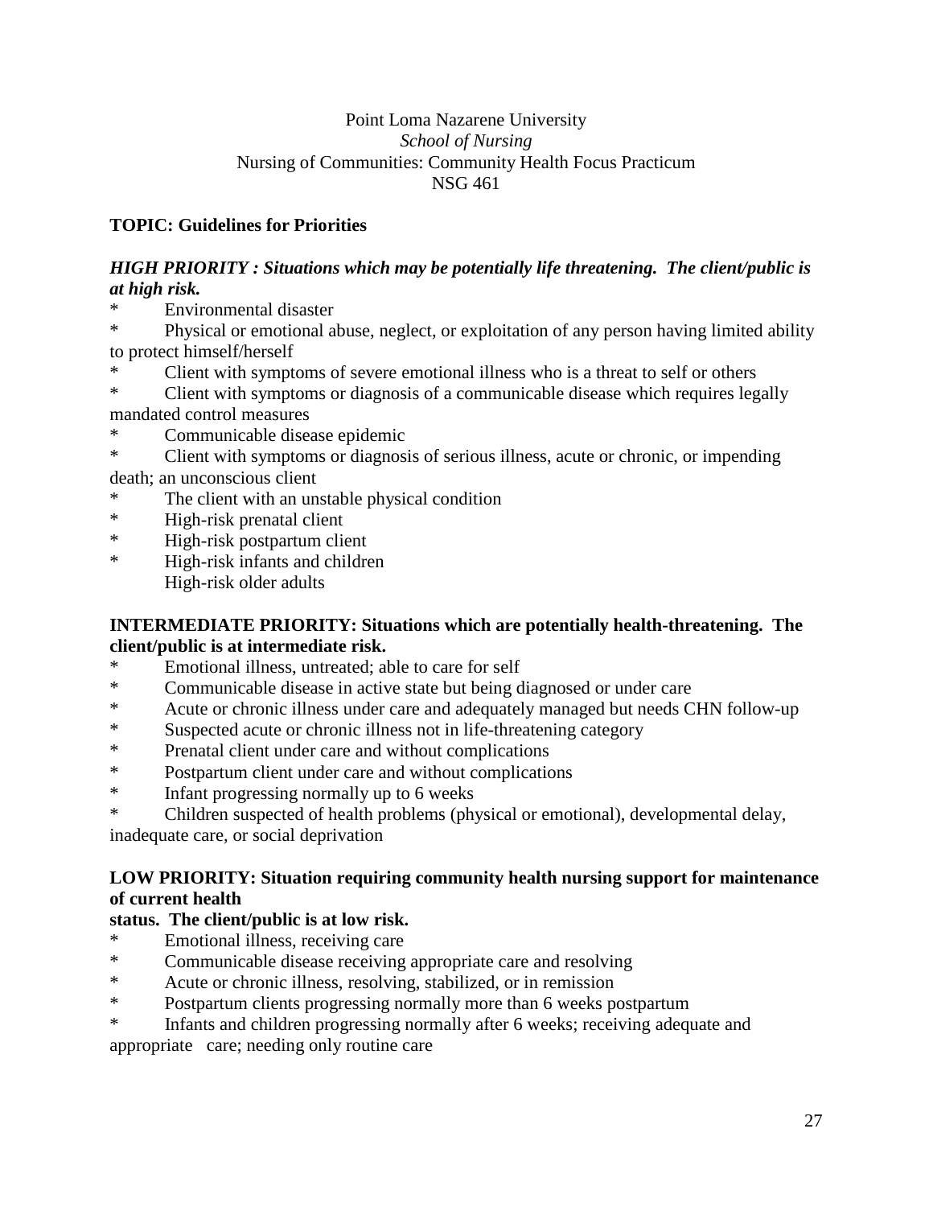Point Loma Nazarene University
*School of Nursing*
Nursing of Communities: Community Health Focus Practicum
NSG 461

**TOPIC: Guidelines for Priorities**

***HIGH PRIORITY : Situations which may be potentially life threatening. The client/public is at high risk.***

- Environmental disaster
- Physical or emotional abuse, neglect, or exploitation of any person having limited ability to protect himself/herself
- Client with symptoms of severe emotional illness who is a threat to self or others
- Client with symptoms or diagnosis of a communicable disease which requires legally mandated control measures
- Communicable disease epidemic
- Client with symptoms or diagnosis of serious illness, acute or chronic, or impending death; an unconscious client
- The client with an unstable physical condition
- High-risk prenatal client
- High-risk postpartum client
- High-risk infants and children
  High-risk older adults

**INTERMEDIATE PRIORITY: Situations which are potentially health-threatening. The client/public is at intermediate risk.**

- Emotional illness, untreated; able to care for self
- Communicable disease in active state but being diagnosed or under care
- Acute or chronic illness under care and adequately managed but needs CHN follow-up
- Suspected acute or chronic illness not in life-threatening category
- Prenatal client under care and without complications
- Postpartum client under care and without complications
- Infant progressing normally up to 6 weeks
- Children suspected of health problems (physical or emotional), developmental delay, inadequate care, or social deprivation

**LOW PRIORITY: Situation requiring community health nursing support for maintenance of current health status. The client/public is at low risk.**

- Emotional illness, receiving care
- Communicable disease receiving appropriate care and resolving
- Acute or chronic illness, resolving, stabilized, or in remission
- Postpartum clients progressing normally more than 6 weeks postpartum
- Infants and children progressing normally after 6 weeks; receiving adequate and appropriate care; needing only routine care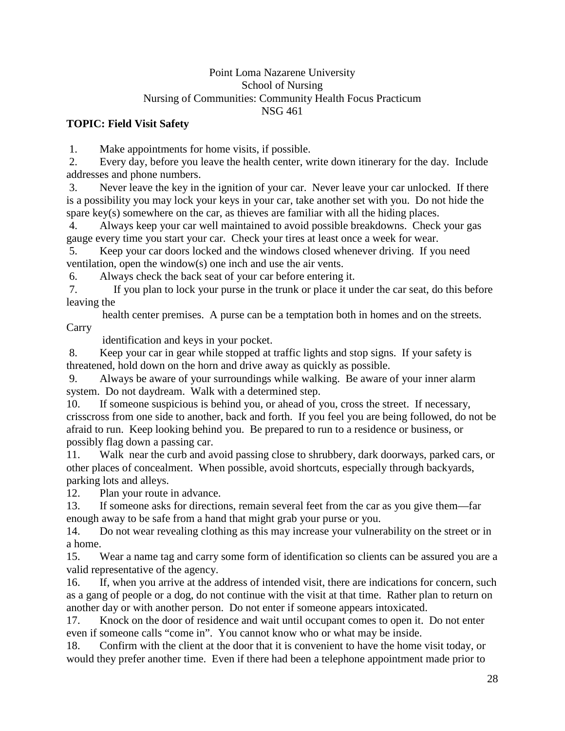Point Loma Nazarene University
School of Nursing
Nursing of Communities: Community Health Focus Practicum
NSG 461

**TOPIC: Field Visit Safety**

1. Make appointments for home visits, if possible.
2. Every day, before you leave the health center, write down itinerary for the day. Include addresses and phone numbers.
3. Never leave the key in the ignition of your car. Never leave your car unlocked. If there is a possibility you may lock your keys in your car, take another set with you. Do not hide the spare key(s) somewhere on the car, as thieves are familiar with all the hiding places.
4. Always keep your car well maintained to avoid possible breakdowns. Check your gas gauge every time you start your car. Check your tires at least once a week for wear.
5. Keep your car doors locked and the windows closed whenever driving. If you need ventilation, open the window(s) one inch and use the air vents.
6. Always check the back seat of your car before entering it.
7. If you plan to lock your purse in the trunk or place it under the car seat, do this before leaving the health center premises. A purse can be a temptation both in homes and on the streets. Carry identification and keys in your pocket.
8. Keep your car in gear while stopped at traffic lights and stop signs. If your safety is threatened, hold down on the horn and drive away as quickly as possible.
9. Always be aware of your surroundings while walking. Be aware of your inner alarm system. Do not daydream. Walk with a determined step.
10. If someone suspicious is behind you, or ahead of you, cross the street. If necessary, crisscross from one side to another, back and forth. If you feel you are being followed, do not be afraid to run. Keep looking behind you. Be prepared to run to a residence or business, or possibly flag down a passing car.
11. Walk near the curb and avoid passing close to shrubbery, dark doorways, parked cars, or other places of concealment. When possible, avoid shortcuts, especially through backyards, parking lots and alleys.
12. Plan your route in advance.
13. If someone asks for directions, remain several feet from the car as you give them—far enough away to be safe from a hand that might grab your purse or you.
14. Do not wear revealing clothing as this may increase your vulnerability on the street or in a home.
15. Wear a name tag and carry some form of identification so clients can be assured you are a valid representative of the agency.
16. If, when you arrive at the address of intended visit, there are indications for concern, such as a gang of people or a dog, do not continue with the visit at that time. Rather plan to return on another day or with another person. Do not enter if someone appears intoxicated.
17. Knock on the door of residence and wait until occupant comes to open it. Do not enter even if someone calls "come in". You cannot know who or what may be inside.
18. Confirm with the client at the door that it is convenient to have the home visit today, or would they prefer another time. Even if there had been a telephone appointment made prior to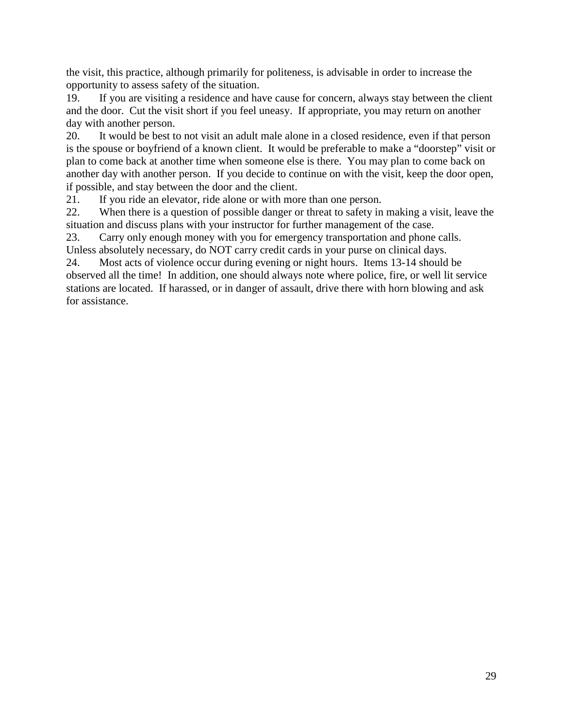the visit, this practice, although primarily for politeness, is advisable in order to increase the opportunity to assess safety of the situation.

19. If you are visiting a residence and have cause for concern, always stay between the client and the door. Cut the visit short if you feel uneasy. If appropriate, you may return on another day with another person.

20. It would be best to not visit an adult male alone in a closed residence, even if that person is the spouse or boyfriend of a known client. It would be preferable to make a "doorstep" visit or plan to come back at another time when someone else is there. You may plan to come back on another day with another person. If you decide to continue on with the visit, keep the door open, if possible, and stay between the door and the client.

21. If you ride an elevator, ride alone or with more than one person.

22. When there is a question of possible danger or threat to safety in making a visit, leave the situation and discuss plans with your instructor for further management of the case.

23. Carry only enough money with you for emergency transportation and phone calls. Unless absolutely necessary, do NOT carry credit cards in your purse on clinical days.

24. Most acts of violence occur during evening or night hours. Items 13-14 should be observed all the time! In addition, one should always note where police, fire, or well lit service stations are located. If harassed, or in danger of assault, drive there with horn blowing and ask for assistance.